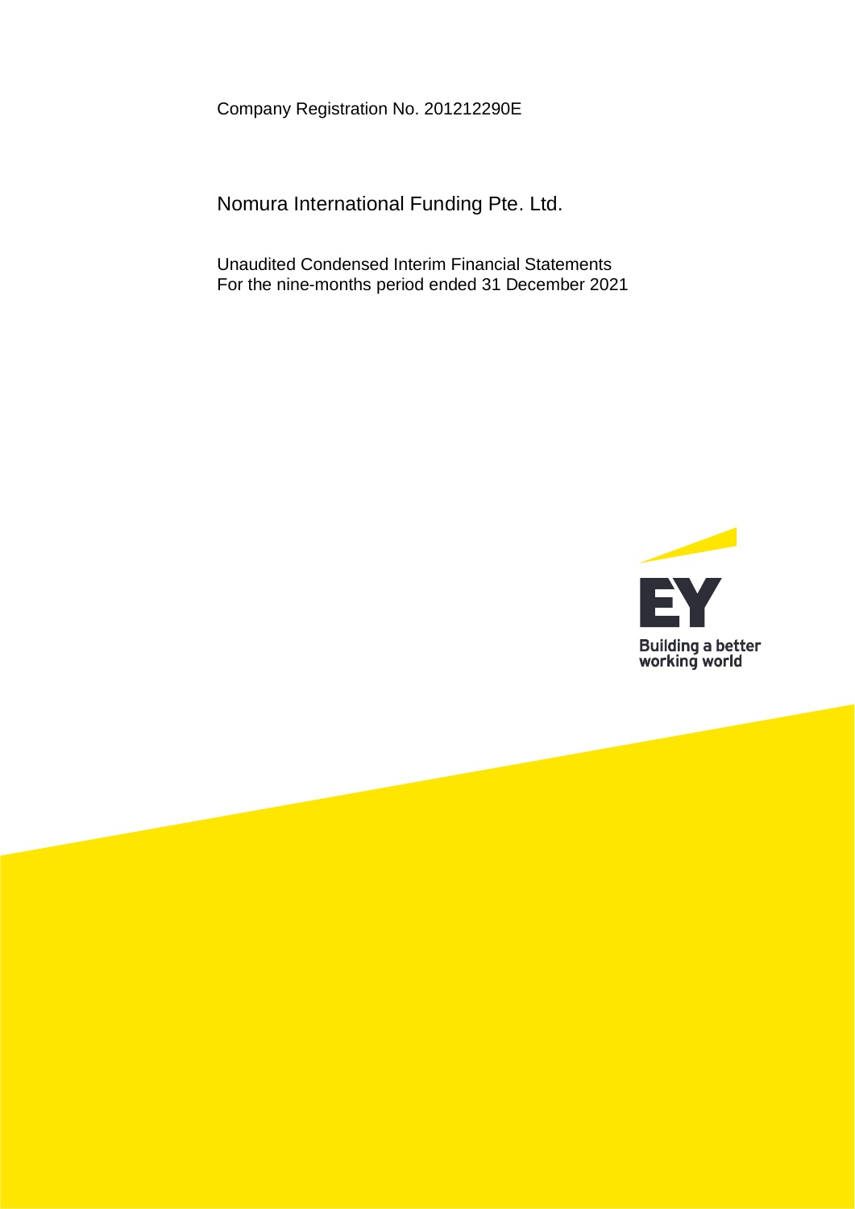Company Registration No. 201212290E

# Nomura International Funding Pte. Ltd.

Unaudited Condensed Interim Financial Statements
For the nine-months period ended 31 December 2021

EY
Building a better working world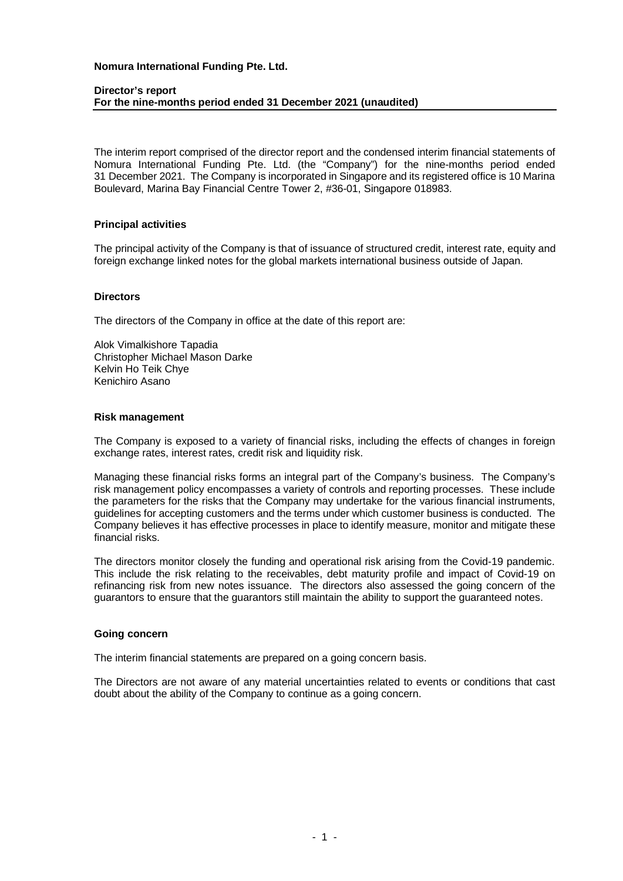**Nomura International Funding Pte. Ltd.**

**Director's report**
**For the nine-months period ended 31 December 2021 (unaudited)**

The interim report comprised of the director report and the condensed interim financial statements of Nomura International Funding Pte. Ltd. (the "Company") for the nine-months period ended 31 December 2021. The Company is incorporated in Singapore and its registered office is 10 Marina Boulevard, Marina Bay Financial Centre Tower 2, #36-01, Singapore 018983.

## Principal activities

The principal activity of the Company is that of issuance of structured credit, interest rate, equity and foreign exchange linked notes for the global markets international business outside of Japan.

## Directors

The directors of the Company in office at the date of this report are:

Alok Vimalkishore Tapadia
Christopher Michael Mason Darke
Kelvin Ho Teik Chye
Kenichiro Asano

## Risk management

The Company is exposed to a variety of financial risks, including the effects of changes in foreign exchange rates, interest rates, credit risk and liquidity risk.

Managing these financial risks forms an integral part of the Company's business. The Company's risk management policy encompasses a variety of controls and reporting processes. These include the parameters for the risks that the Company may undertake for the various financial instruments, guidelines for accepting customers and the terms under which customer business is conducted. The Company believes it has effective processes in place to identify measure, monitor and mitigate these financial risks.

The directors monitor closely the funding and operational risk arising from the Covid-19 pandemic. This include the risk relating to the receivables, debt maturity profile and impact of Covid-19 on refinancing risk from new notes issuance. The directors also assessed the going concern of the guarantors to ensure that the guarantors still maintain the ability to support the guaranteed notes.

## Going concern

The interim financial statements are prepared on a going concern basis.

The Directors are not aware of any material uncertainties related to events or conditions that cast doubt about the ability of the Company to continue as a going concern.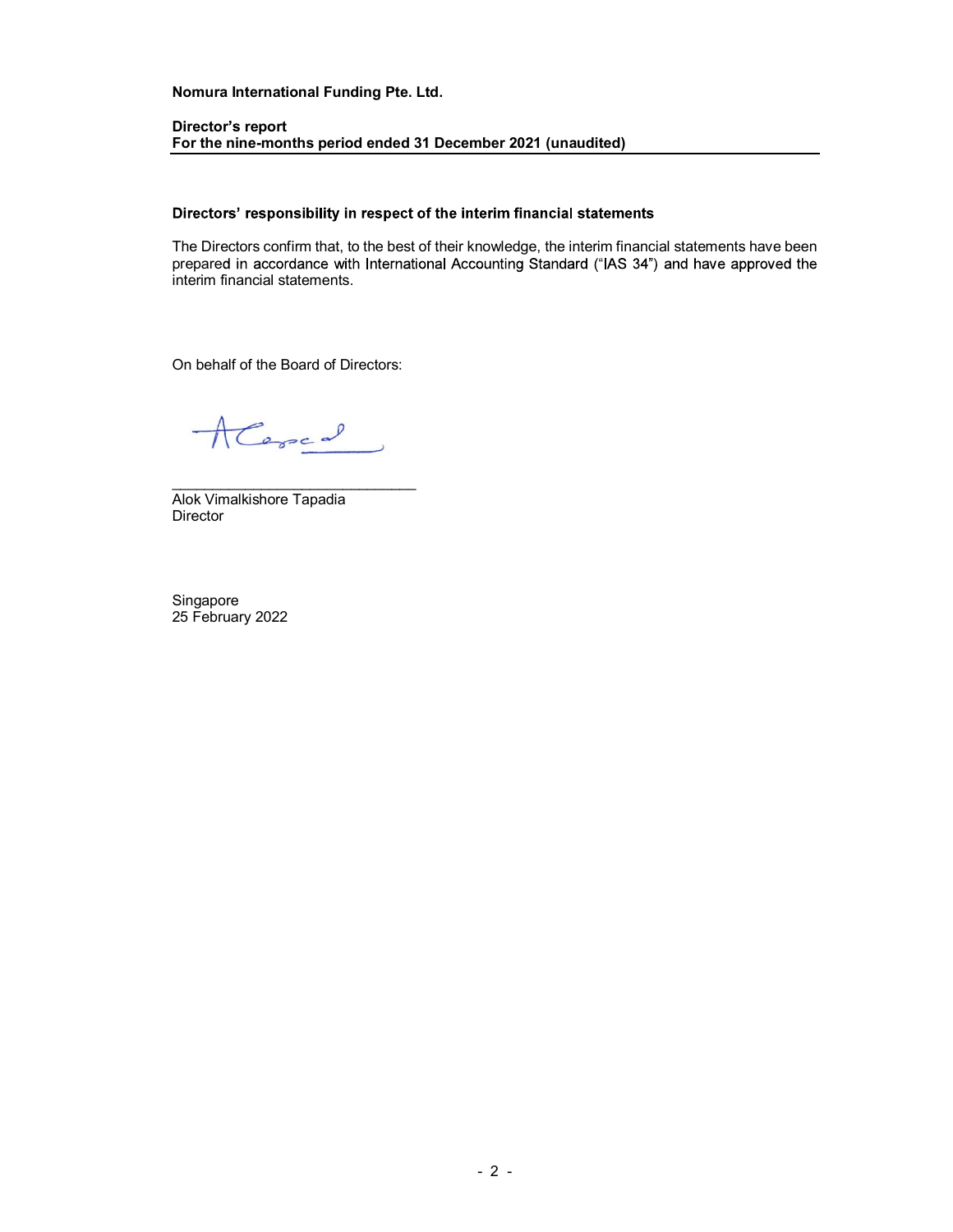**Nomura International Funding Pte. Ltd.**

**Director's report**
**For the nine-months period ended 31 December 2021 (unaudited)**

**Directors' responsibility in respect of the interim financial statements**

The Directors confirm that, to the best of their knowledge, the interim financial statements have been prepared in accordance with International Accounting Standard ("IAS 34") and have approved the interim financial statements.

On behalf of the Board of Directors:

_______________________________
Alok Vimalkishore Tapadia
Director

Singapore
25 February 2022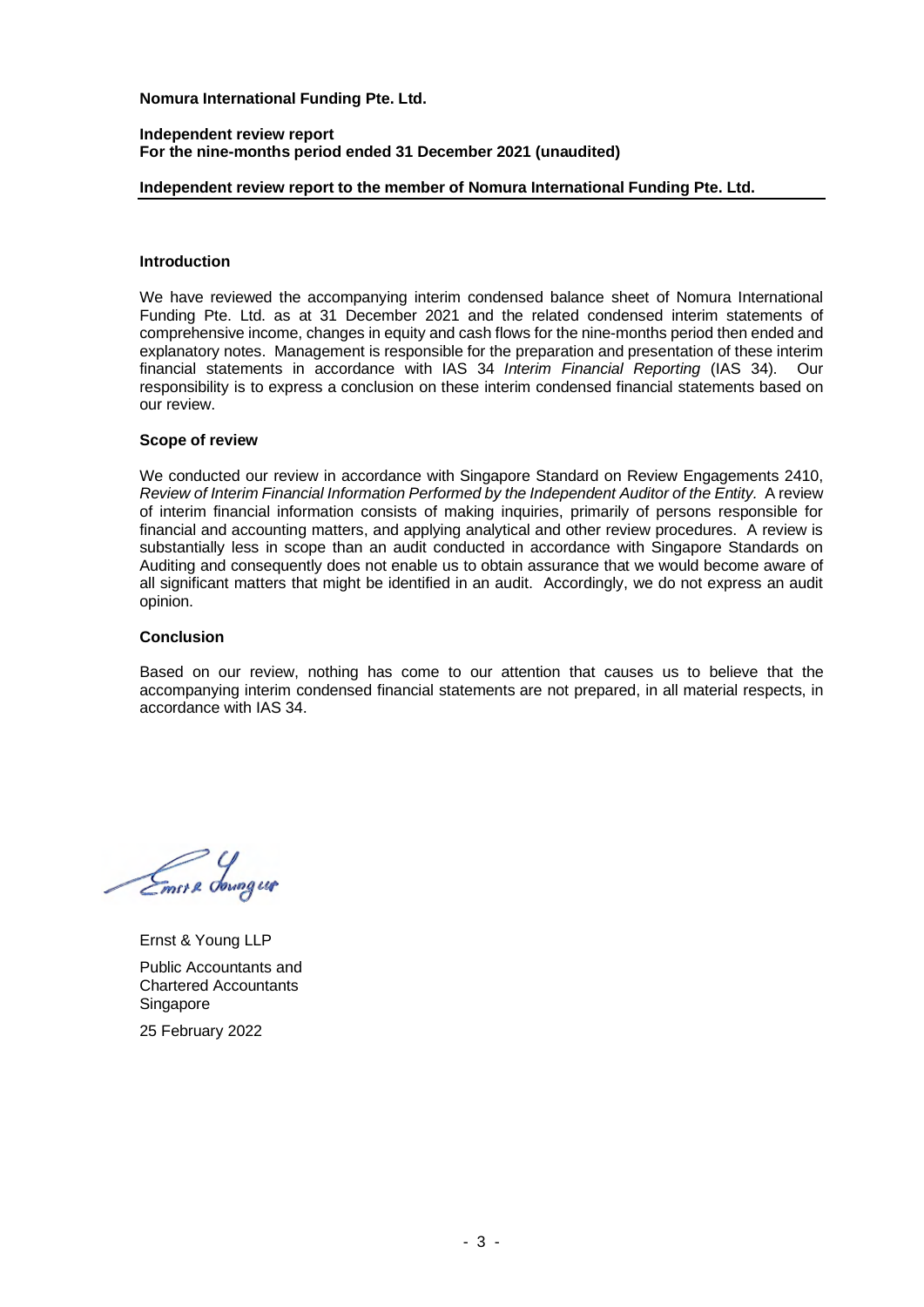**Nomura International Funding Pte. Ltd.**

**Independent review report**
**For the nine-months period ended 31 December 2021 (unaudited)**

**Independent review report to the member of Nomura International Funding Pte. Ltd.**

### Introduction

We have reviewed the accompanying interim condensed balance sheet of Nomura International Funding Pte. Ltd. as at 31 December 2021 and the related condensed interim statements of comprehensive income, changes in equity and cash flows for the nine-months period then ended and explanatory notes. Management is responsible for the preparation and presentation of these interim financial statements in accordance with IAS 34 *Interim Financial Reporting* (IAS 34). Our responsibility is to express a conclusion on these interim condensed financial statements based on our review.

### Scope of review

We conducted our review in accordance with Singapore Standard on Review Engagements 2410, *Review of Interim Financial Information Performed by the Independent Auditor of the Entity.* A review of interim financial information consists of making inquiries, primarily of persons responsible for financial and accounting matters, and applying analytical and other review procedures. A review is substantially less in scope than an audit conducted in accordance with Singapore Standards on Auditing and consequently does not enable us to obtain assurance that we would become aware of all significant matters that might be identified in an audit. Accordingly, we do not express an audit opinion.

### Conclusion

Based on our review, nothing has come to our attention that causes us to believe that the accompanying interim condensed financial statements are not prepared, in all material respects, in accordance with IAS 34.

Ernst & Young LLP

Public Accountants and
Chartered Accountants
Singapore

25 February 2022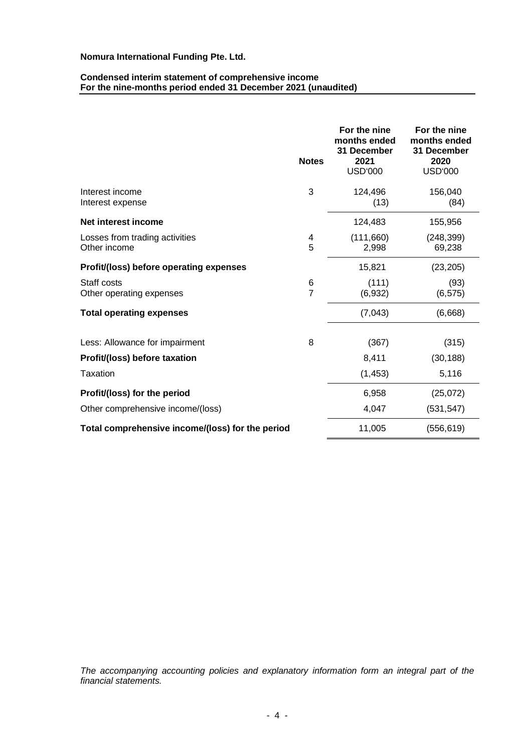**Nomura International Funding Pte. Ltd.**

**Condensed interim statement of comprehensive income**
**For the nine-months period ended 31 December 2021 (unaudited)**

| | Notes | For the nine months ended 31 December 2021 USD'000 | For the nine months ended 31 December 2020 USD'000 |
|---|---|---|---|
| Interest income | 3 | 124,496 | 156,040 |
| Interest expense | | (13) | (84) |
| **Net interest income** | | 124,483 | 155,956 |
| Losses from trading activities | 4 | (111,660) | (248,399) |
| Other income | 5 | 2,998 | 69,238 |
| **Profit/(loss) before operating expenses** | | 15,821 | (23,205) |
| Staff costs | 6 | (111) | (93) |
| Other operating expenses | 7 | (6,932) | (6,575) |
| **Total operating expenses** | | (7,043) | (6,668) |
| Less: Allowance for impairment | 8 | (367) | (315) |
| **Profit/(loss) before taxation** | | 8,411 | (30,188) |
| Taxation | | (1,453) | 5,116 |
| **Profit/(loss) for the period** | | 6,958 | (25,072) |
| Other comprehensive income/(loss) | | 4,047 | (531,547) |
| **Total comprehensive income/(loss) for the period** | | 11,005 | (556,619) |

*The accompanying accounting policies and explanatory information form an integral part of the financial statements.*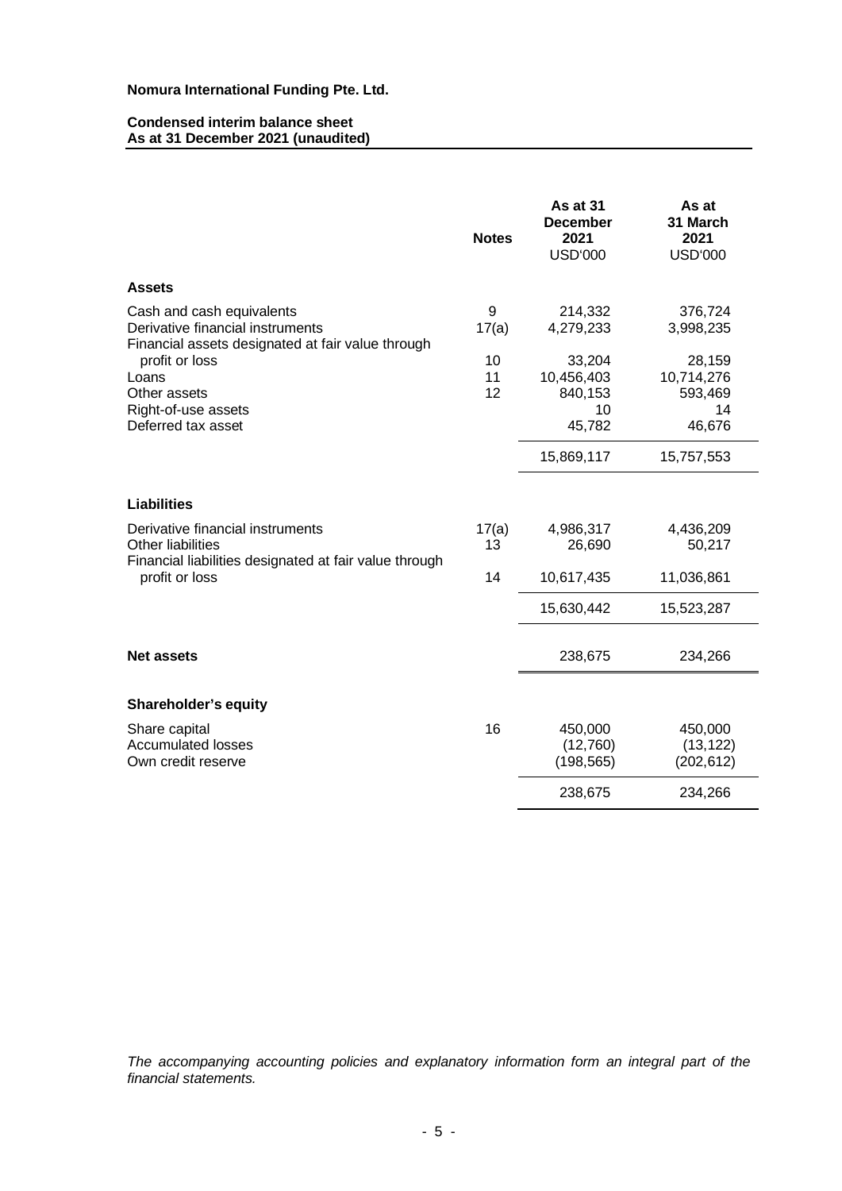**Nomura International Funding Pte. Ltd.**

**Condensed interim balance sheet**
**As at 31 December 2021 (unaudited)**

| | Notes | As at 31 December 2021 USD'000 | As at 31 March 2021 USD'000 |
|---|---|---|---|
| **Assets** | | | |
| Cash and cash equivalents | 9 | 214,332 | 376,724 |
| Derivative financial instruments | 17(a) | 4,279,233 | 3,998,235 |
| Financial assets designated at fair value through profit or loss | 10 | 33,204 | 28,159 |
| Loans | 11 | 10,456,403 | 10,714,276 |
| Other assets | 12 | 840,153 | 593,469 |
| Right-of-use assets | | 10 | 14 |
| Deferred tax asset | | 45,782 | 46,676 |
| | | 15,869,117 | 15,757,553 |
| **Liabilities** | | | |
| Derivative financial instruments | 17(a) | 4,986,317 | 4,436,209 |
| Other liabilities | 13 | 26,690 | 50,217 |
| Financial liabilities designated at fair value through profit or loss | 14 | 10,617,435 | 11,036,861 |
| | | 15,630,442 | 15,523,287 |
| **Net assets** | | 238,675 | 234,266 |
| **Shareholder's equity** | | | |
| Share capital | 16 | 450,000 | 450,000 |
| Accumulated losses | | (12,760) | (13,122) |
| Own credit reserve | | (198,565) | (202,612) |
| | | 238,675 | 234,266 |

*The accompanying accounting policies and explanatory information form an integral part of the financial statements.*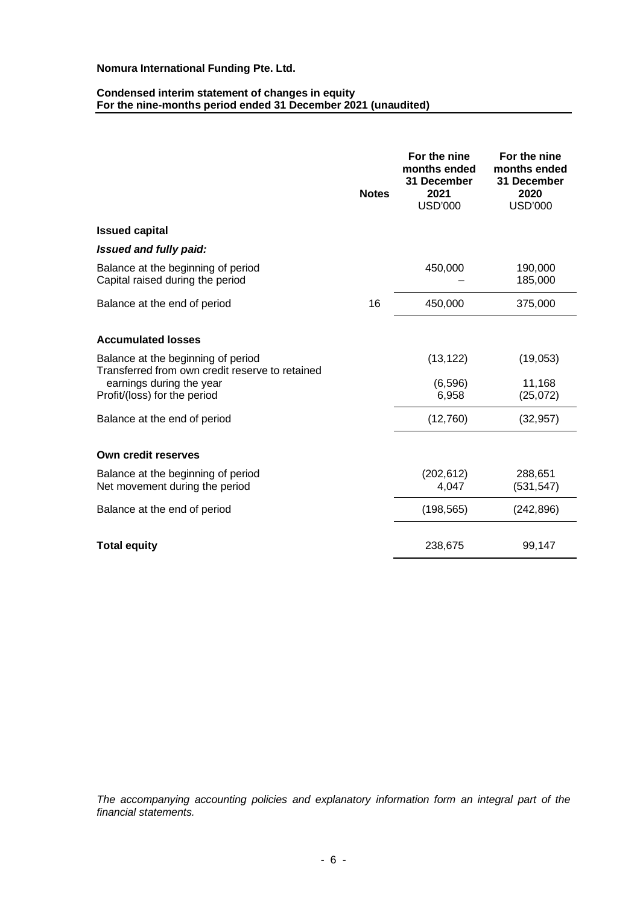**Nomura International Funding Pte. Ltd.**

**Condensed interim statement of changes in equity**
**For the nine-months period ended 31 December 2021 (unaudited)**

| | Notes | For the nine months ended 31 December 2021 USD'000 | For the nine months ended 31 December 2020 USD'000 |
|---|---|---|---|
| **Issued capital** | | | |
| ***Issued and fully paid:*** | | | |
| Balance at the beginning of period | | 450,000 | 190,000 |
| Capital raised during the period | | – | 185,000 |
| Balance at the end of period | 16 | 450,000 | 375,000 |
| | | | |
| **Accumulated losses** | | | |
| Balance at the beginning of period | | (13,122) | (19,053) |
| Transferred from own credit reserve to retained earnings during the year | | (6,596) | 11,168 |
| Profit/(loss) for the period | | 6,958 | (25,072) |
| Balance at the end of period | | (12,760) | (32,957) |
| | | | |
| **Own credit reserves** | | | |
| Balance at the beginning of period | | (202,612) | 288,651 |
| Net movement during the period | | 4,047 | (531,547) |
| Balance at the end of period | | (198,565) | (242,896) |
| | | | |
| **Total equity** | | 238,675 | 99,147 |

*The accompanying accounting policies and explanatory information form an integral part of the financial statements.*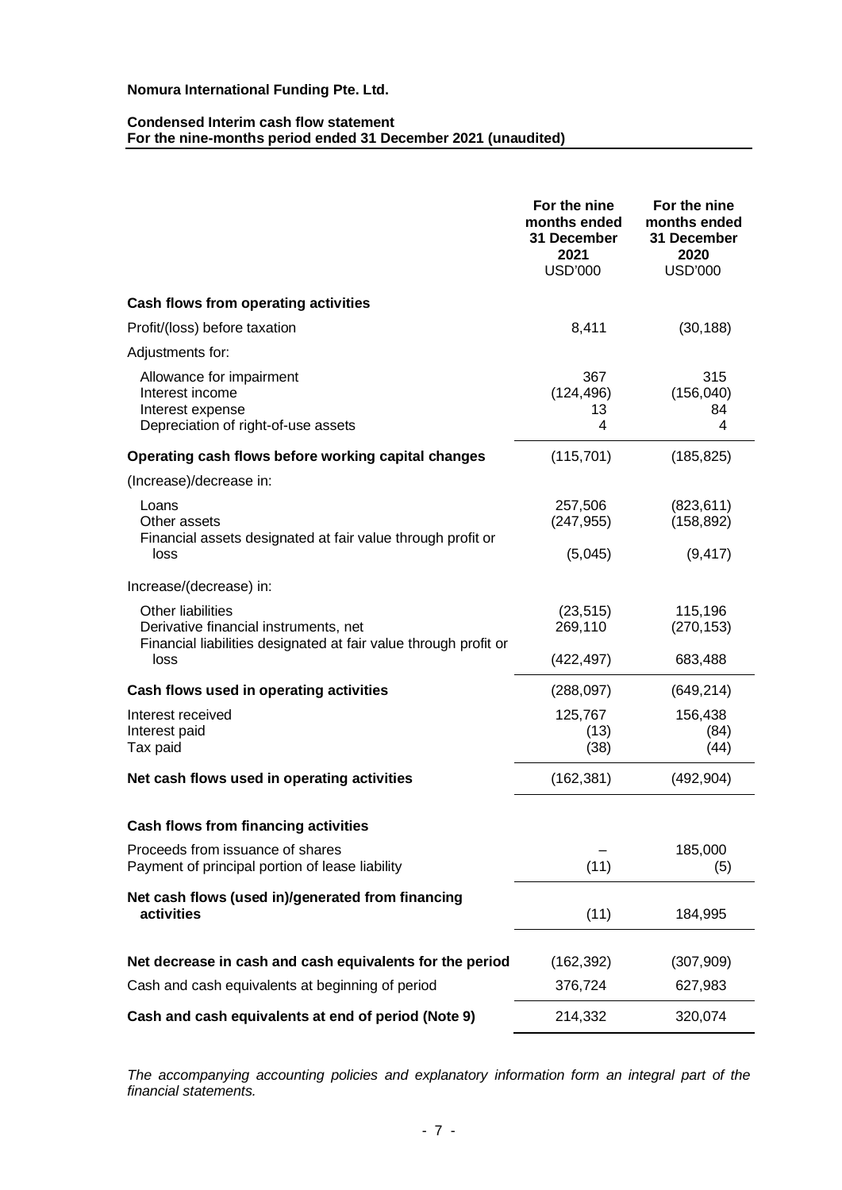**Nomura International Funding Pte. Ltd.**

**Condensed Interim cash flow statement**
**For the nine-months period ended 31 December 2021 (unaudited)**

| | For the nine months ended 31 December 2021 USD'000 | For the nine months ended 31 December 2020 USD'000 |
|---|---|---|
| **Cash flows from operating activities** | | |
| Profit/(loss) before taxation | 8,411 | (30,188) |
| Adjustments for: | | |
| Allowance for impairment | 367 | 315 |
| Interest income | (124,496) | (156,040) |
| Interest expense | 13 | 84 |
| Depreciation of right-of-use assets | 4 | 4 |
| **Operating cash flows before working capital changes** | (115,701) | (185,825) |
| (Increase)/decrease in: | | |
| Loans | 257,506 | (823,611) |
| Other assets | (247,955) | (158,892) |
| Financial assets designated at fair value through profit or loss | (5,045) | (9,417) |
| Increase/(decrease) in: | | |
| Other liabilities | (23,515) | 115,196 |
| Derivative financial instruments, net | 269,110 | (270,153) |
| Financial liabilities designated at fair value through profit or loss | (422,497) | 683,488 |
| **Cash flows used in operating activities** | (288,097) | (649,214) |
| Interest received | 125,767 | 156,438 |
| Interest paid | (13) | (84) |
| Tax paid | (38) | (44) |
| **Net cash flows used in operating activities** | (162,381) | (492,904) |
| **Cash flows from financing activities** | | |
| Proceeds from issuance of shares | – | 185,000 |
| Payment of principal portion of lease liability | (11) | (5) |
| **Net cash flows (used in)/generated from financing activities** | (11) | 184,995 |
| **Net decrease in cash and cash equivalents for the period** | (162,392) | (307,909) |
| Cash and cash equivalents at beginning of period | 376,724 | 627,983 |
| **Cash and cash equivalents at end of period (Note 9)** | 214,332 | 320,074 |

*The accompanying accounting policies and explanatory information form an integral part of the financial statements.*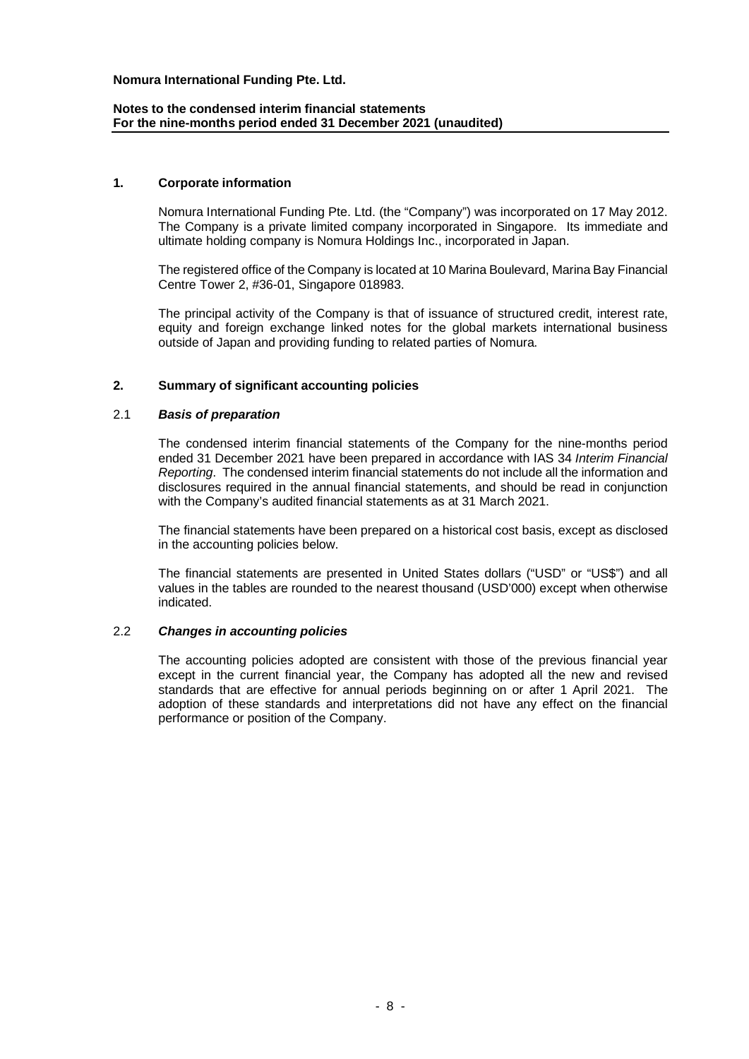## 1. Corporate information

Nomura International Funding Pte. Ltd. (the "Company") was incorporated on 17 May 2012. The Company is a private limited company incorporated in Singapore. Its immediate and ultimate holding company is Nomura Holdings Inc., incorporated in Japan.

The registered office of the Company is located at 10 Marina Boulevard, Marina Bay Financial Centre Tower 2, #36-01, Singapore 018983.

The principal activity of the Company is that of issuance of structured credit, interest rate, equity and foreign exchange linked notes for the global markets international business outside of Japan and providing funding to related parties of Nomura.

## 2. Summary of significant accounting policies

### 2.1 *Basis of preparation*

The condensed interim financial statements of the Company for the nine-months period ended 31 December 2021 have been prepared in accordance with IAS 34 *Interim Financial Reporting*. The condensed interim financial statements do not include all the information and disclosures required in the annual financial statements, and should be read in conjunction with the Company's audited financial statements as at 31 March 2021.

The financial statements have been prepared on a historical cost basis, except as disclosed in the accounting policies below.

The financial statements are presented in United States dollars ("USD" or "US$") and all values in the tables are rounded to the nearest thousand (USD'000) except when otherwise indicated.

### 2.2 *Changes in accounting policies*

The accounting policies adopted are consistent with those of the previous financial year except in the current financial year, the Company has adopted all the new and revised standards that are effective for annual periods beginning on or after 1 April 2021. The adoption of these standards and interpretations did not have any effect on the financial performance or position of the Company.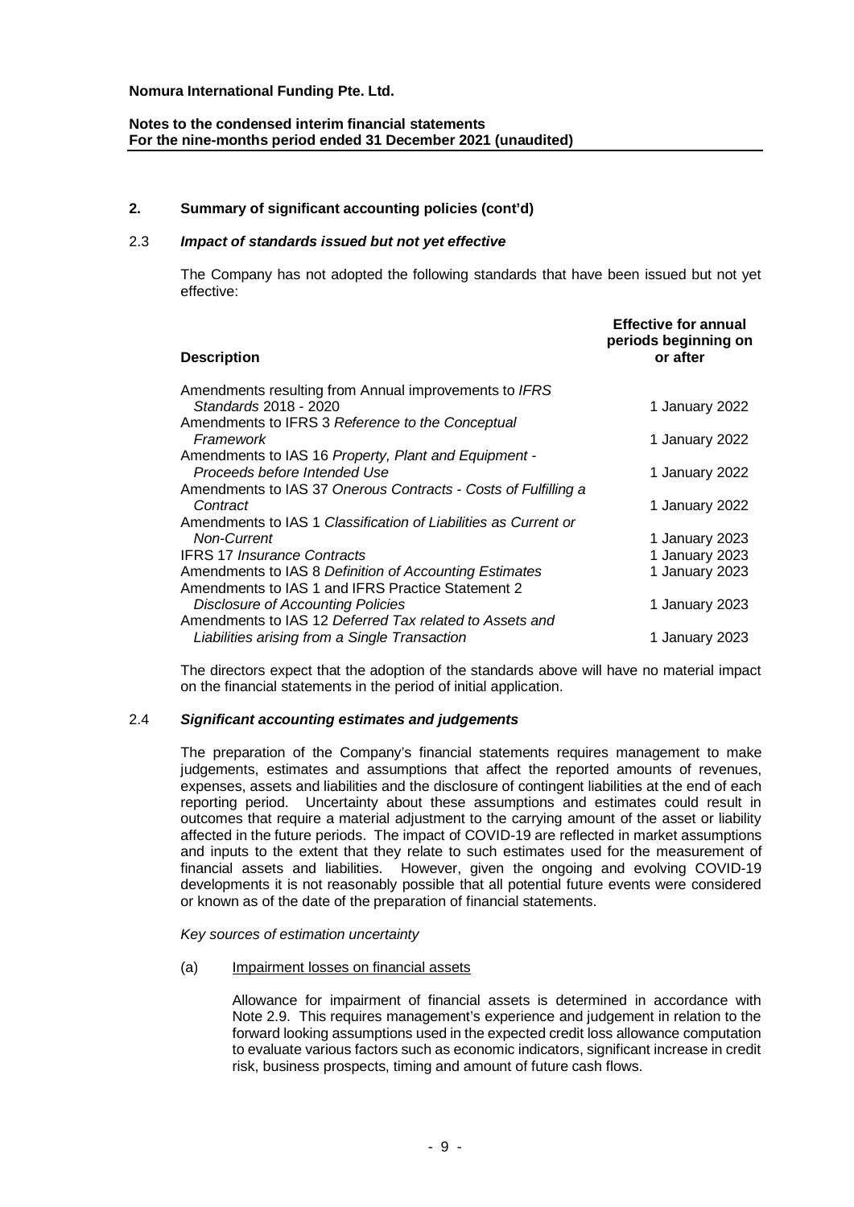## 2. Summary of significant accounting policies (cont'd)

### 2.3 *Impact of standards issued but not yet effective*

The Company has not adopted the following standards that have been issued but not yet effective:

| Description | Effective for annual periods beginning on or after |
|---|---|
| Amendments resulting from Annual improvements to *IFRS Standards* 2018 - 2020 | 1 January 2022 |
| Amendments to IFRS 3 *Reference to the Conceptual Framework* | 1 January 2022 |
| Amendments to IAS 16 *Property, Plant and Equipment - Proceeds before Intended Use* | 1 January 2022 |
| Amendments to IAS 37 *Onerous Contracts - Costs of Fulfilling a Contract* | 1 January 2022 |
| Amendments to IAS 1 *Classification of Liabilities as Current or Non-Current* | 1 January 2023 |
| IFRS 17 *Insurance Contracts* | 1 January 2023 |
| Amendments to IAS 8 *Definition of Accounting Estimates* | 1 January 2023 |
| Amendments to IAS 1 and IFRS Practice Statement 2 *Disclosure of Accounting Policies* | 1 January 2023 |
| Amendments to IAS 12 *Deferred Tax related to Assets and Liabilities arising from a Single Transaction* | 1 January 2023 |

The directors expect that the adoption of the standards above will have no material impact on the financial statements in the period of initial application.

### 2.4 *Significant accounting estimates and judgements*

The preparation of the Company's financial statements requires management to make judgements, estimates and assumptions that affect the reported amounts of revenues, expenses, assets and liabilities and the disclosure of contingent liabilities at the end of each reporting period. Uncertainty about these assumptions and estimates could result in outcomes that require a material adjustment to the carrying amount of the asset or liability affected in the future periods. The impact of COVID-19 are reflected in market assumptions and inputs to the extent that they relate to such estimates used for the measurement of financial assets and liabilities. However, given the ongoing and evolving COVID-19 developments it is not reasonably possible that all potential future events were considered or known as of the date of the preparation of financial statements.

*Key sources of estimation uncertainty*

(a) Impairment losses on financial assets

Allowance for impairment of financial assets is determined in accordance with Note 2.9. This requires management's experience and judgement in relation to the forward looking assumptions used in the expected credit loss allowance computation to evaluate various factors such as economic indicators, significant increase in credit risk, business prospects, timing and amount of future cash flows.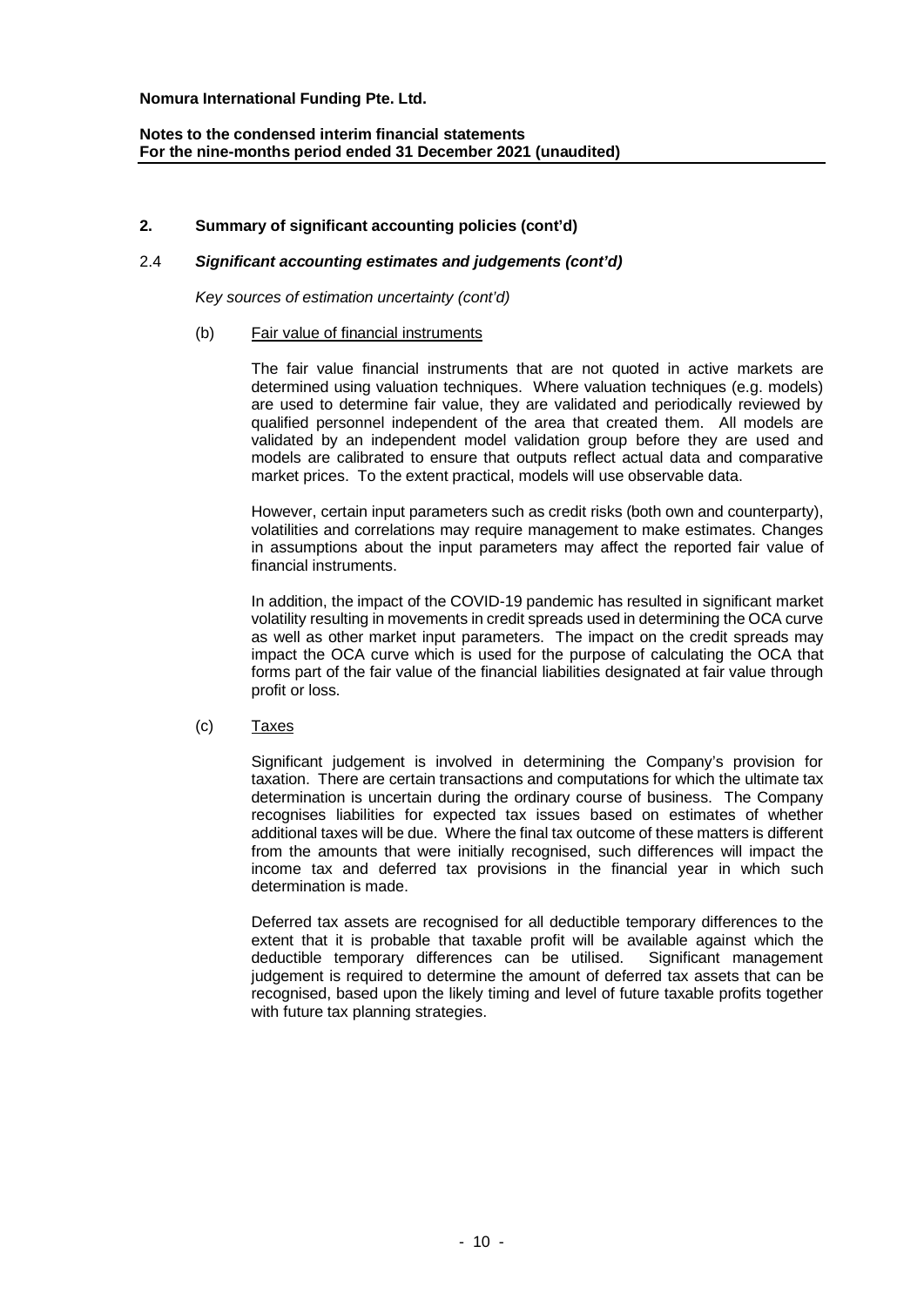## 2. Summary of significant accounting policies (cont'd)

### 2.4 *Significant accounting estimates and judgements (cont'd)*

*Key sources of estimation uncertainty (cont'd)*

(b) Fair value of financial instruments

The fair value financial instruments that are not quoted in active markets are determined using valuation techniques. Where valuation techniques (e.g. models) are used to determine fair value, they are validated and periodically reviewed by qualified personnel independent of the area that created them. All models are validated by an independent model validation group before they are used and models are calibrated to ensure that outputs reflect actual data and comparative market prices. To the extent practical, models will use observable data.

However, certain input parameters such as credit risks (both own and counterparty), volatilities and correlations may require management to make estimates. Changes in assumptions about the input parameters may affect the reported fair value of financial instruments.

In addition, the impact of the COVID-19 pandemic has resulted in significant market volatility resulting in movements in credit spreads used in determining the OCA curve as well as other market input parameters. The impact on the credit spreads may impact the OCA curve which is used for the purpose of calculating the OCA that forms part of the fair value of the financial liabilities designated at fair value through profit or loss.

(c) Taxes

Significant judgement is involved in determining the Company's provision for taxation. There are certain transactions and computations for which the ultimate tax determination is uncertain during the ordinary course of business. The Company recognises liabilities for expected tax issues based on estimates of whether additional taxes will be due. Where the final tax outcome of these matters is different from the amounts that were initially recognised, such differences will impact the income tax and deferred tax provisions in the financial year in which such determination is made.

Deferred tax assets are recognised for all deductible temporary differences to the extent that it is probable that taxable profit will be available against which the deductible temporary differences can be utilised. Significant management judgement is required to determine the amount of deferred tax assets that can be recognised, based upon the likely timing and level of future taxable profits together with future tax planning strategies.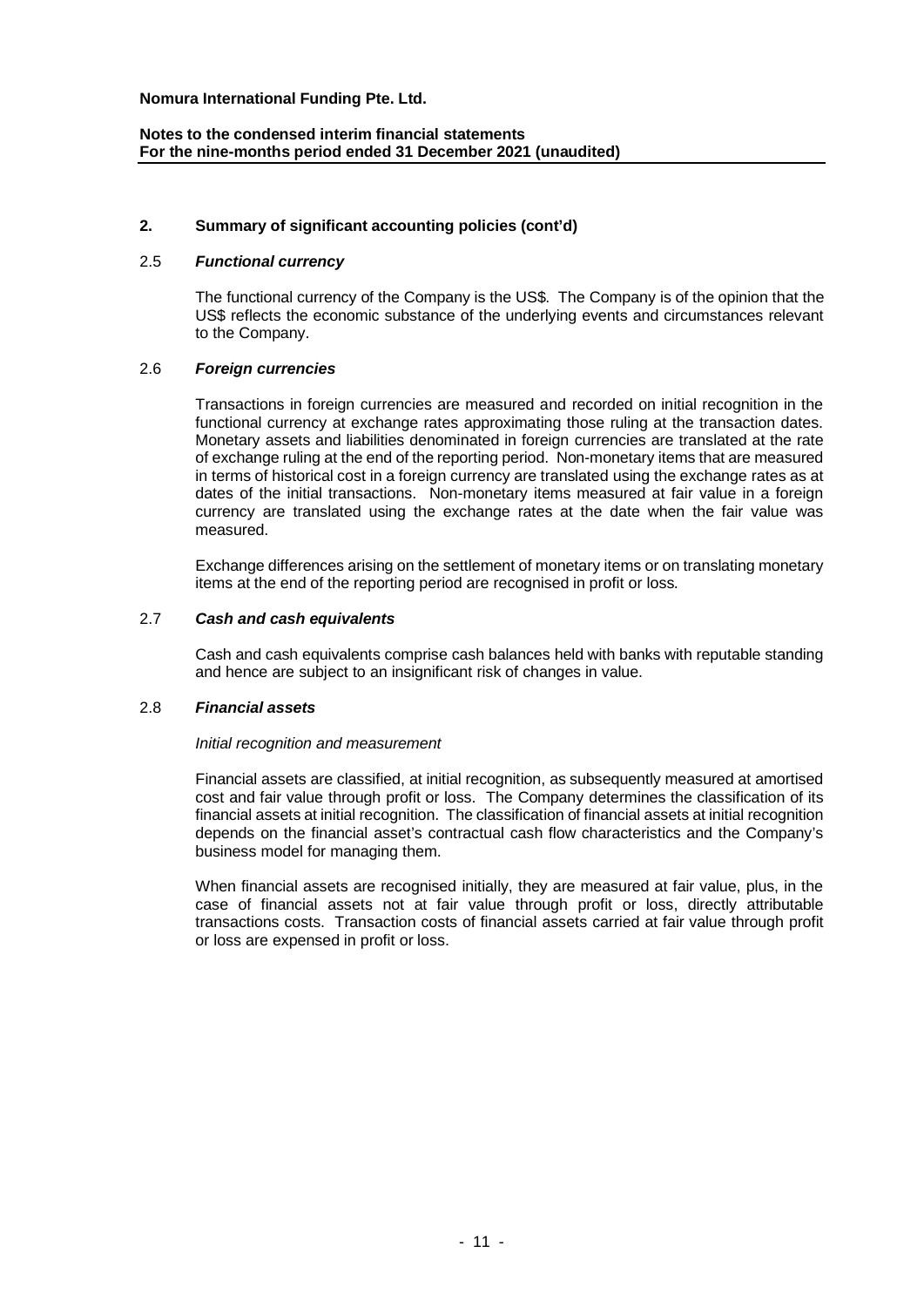## 2. Summary of significant accounting policies (cont'd)

### 2.5 *Functional currency*

The functional currency of the Company is the US$. The Company is of the opinion that the US$ reflects the economic substance of the underlying events and circumstances relevant to the Company.

### 2.6 *Foreign currencies*

Transactions in foreign currencies are measured and recorded on initial recognition in the functional currency at exchange rates approximating those ruling at the transaction dates. Monetary assets and liabilities denominated in foreign currencies are translated at the rate of exchange ruling at the end of the reporting period. Non-monetary items that are measured in terms of historical cost in a foreign currency are translated using the exchange rates as at dates of the initial transactions. Non-monetary items measured at fair value in a foreign currency are translated using the exchange rates at the date when the fair value was measured.

Exchange differences arising on the settlement of monetary items or on translating monetary items at the end of the reporting period are recognised in profit or loss.

### 2.7 *Cash and cash equivalents*

Cash and cash equivalents comprise cash balances held with banks with reputable standing and hence are subject to an insignificant risk of changes in value.

### 2.8 *Financial assets*

*Initial recognition and measurement*

Financial assets are classified, at initial recognition, as subsequently measured at amortised cost and fair value through profit or loss. The Company determines the classification of its financial assets at initial recognition. The classification of financial assets at initial recognition depends on the financial asset's contractual cash flow characteristics and the Company's business model for managing them.

When financial assets are recognised initially, they are measured at fair value, plus, in the case of financial assets not at fair value through profit or loss, directly attributable transactions costs. Transaction costs of financial assets carried at fair value through profit or loss are expensed in profit or loss.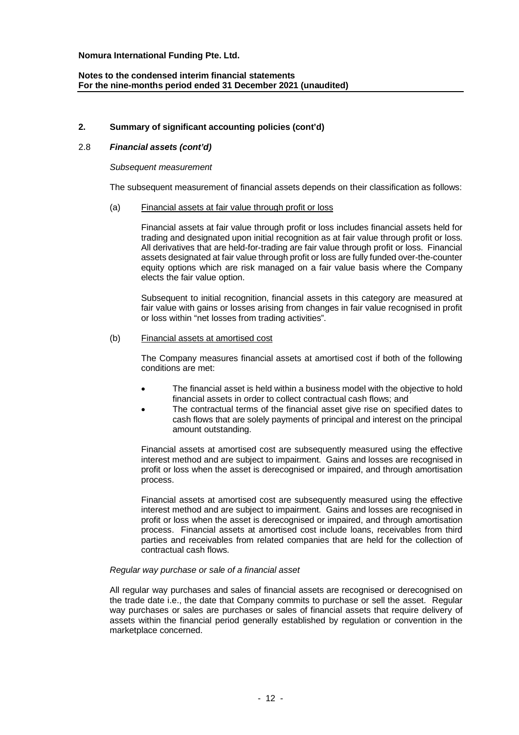## 2. Summary of significant accounting policies (cont'd)

### 2.8 *Financial assets (cont'd)*

*Subsequent measurement*

The subsequent measurement of financial assets depends on their classification as follows:

(a) Financial assets at fair value through profit or loss

Financial assets at fair value through profit or loss includes financial assets held for trading and designated upon initial recognition as at fair value through profit or loss. All derivatives that are held-for-trading are fair value through profit or loss. Financial assets designated at fair value through profit or loss are fully funded over-the-counter equity options which are risk managed on a fair value basis where the Company elects the fair value option.

Subsequent to initial recognition, financial assets in this category are measured at fair value with gains or losses arising from changes in fair value recognised in profit or loss within "net losses from trading activities".

(b) Financial assets at amortised cost

The Company measures financial assets at amortised cost if both of the following conditions are met:

- The financial asset is held within a business model with the objective to hold financial assets in order to collect contractual cash flows; and
- The contractual terms of the financial asset give rise on specified dates to cash flows that are solely payments of principal and interest on the principal amount outstanding.

Financial assets at amortised cost are subsequently measured using the effective interest method and are subject to impairment. Gains and losses are recognised in profit or loss when the asset is derecognised or impaired, and through amortisation process.

Financial assets at amortised cost are subsequently measured using the effective interest method and are subject to impairment. Gains and losses are recognised in profit or loss when the asset is derecognised or impaired, and through amortisation process. Financial assets at amortised cost include loans, receivables from third parties and receivables from related companies that are held for the collection of contractual cash flows.

*Regular way purchase or sale of a financial asset*

All regular way purchases and sales of financial assets are recognised or derecognised on the trade date i.e., the date that Company commits to purchase or sell the asset. Regular way purchases or sales are purchases or sales of financial assets that require delivery of assets within the financial period generally established by regulation or convention in the marketplace concerned.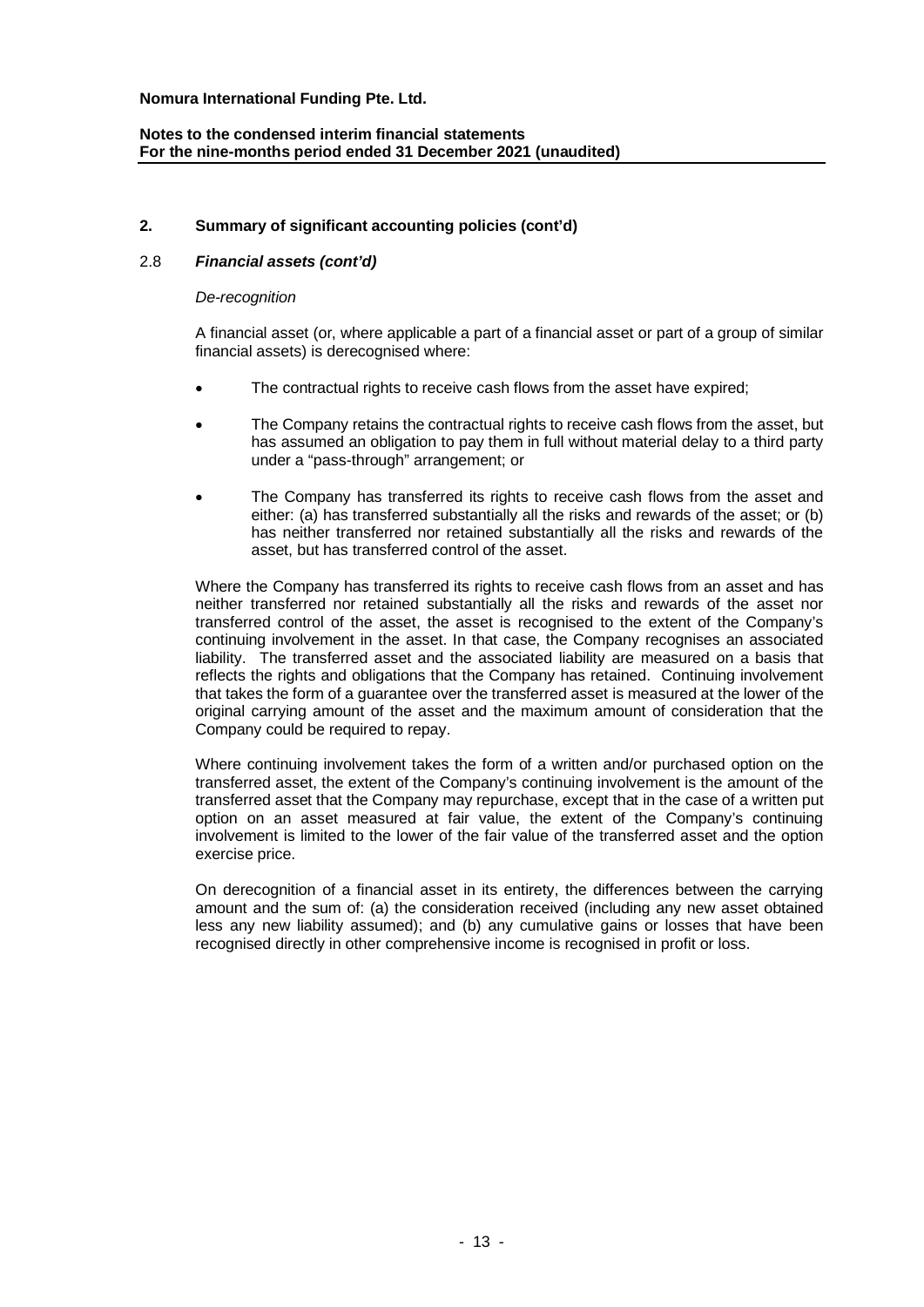## 2. Summary of significant accounting policies (cont'd)

### 2.8 *Financial assets (cont'd)*

*De-recognition*

A financial asset (or, where applicable a part of a financial asset or part of a group of similar financial assets) is derecognised where:

- The contractual rights to receive cash flows from the asset have expired;
- The Company retains the contractual rights to receive cash flows from the asset, but has assumed an obligation to pay them in full without material delay to a third party under a "pass-through" arrangement; or
- The Company has transferred its rights to receive cash flows from the asset and either: (a) has transferred substantially all the risks and rewards of the asset; or (b) has neither transferred nor retained substantially all the risks and rewards of the asset, but has transferred control of the asset.

Where the Company has transferred its rights to receive cash flows from an asset and has neither transferred nor retained substantially all the risks and rewards of the asset nor transferred control of the asset, the asset is recognised to the extent of the Company's continuing involvement in the asset. In that case, the Company recognises an associated liability. The transferred asset and the associated liability are measured on a basis that reflects the rights and obligations that the Company has retained. Continuing involvement that takes the form of a guarantee over the transferred asset is measured at the lower of the original carrying amount of the asset and the maximum amount of consideration that the Company could be required to repay.

Where continuing involvement takes the form of a written and/or purchased option on the transferred asset, the extent of the Company's continuing involvement is the amount of the transferred asset that the Company may repurchase, except that in the case of a written put option on an asset measured at fair value, the extent of the Company's continuing involvement is limited to the lower of the fair value of the transferred asset and the option exercise price.

On derecognition of a financial asset in its entirety, the differences between the carrying amount and the sum of: (a) the consideration received (including any new asset obtained less any new liability assumed); and (b) any cumulative gains or losses that have been recognised directly in other comprehensive income is recognised in profit or loss.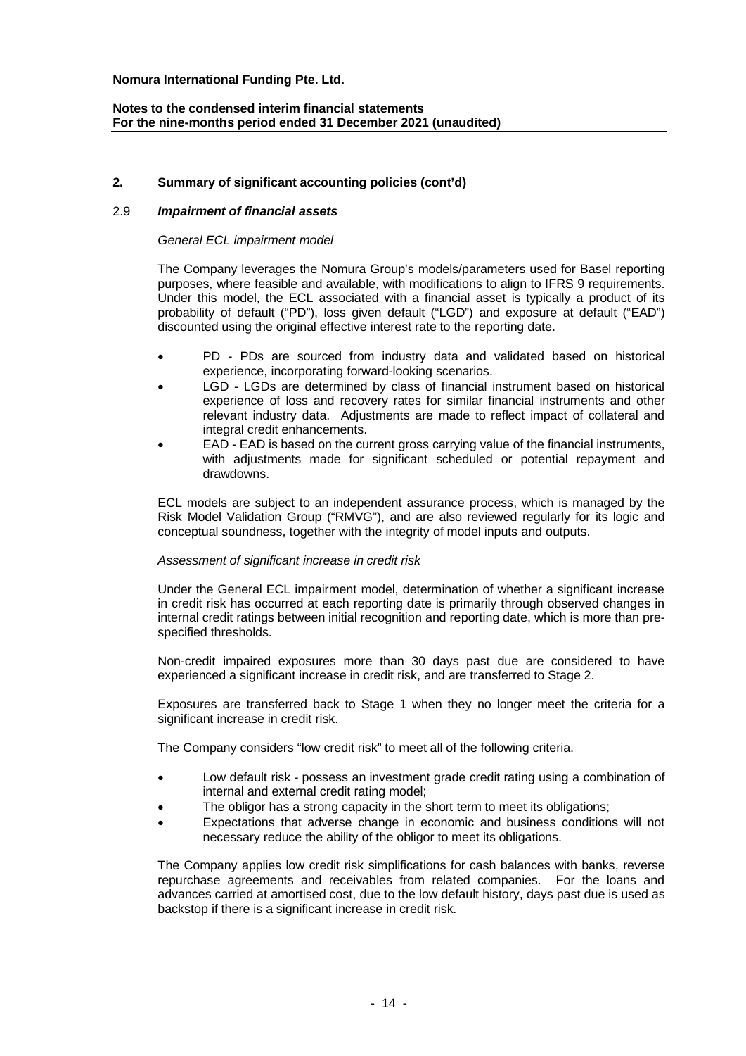## 2. Summary of significant accounting policies (cont'd)

### 2.9 *Impairment of financial assets*

*General ECL impairment model*

The Company leverages the Nomura Group's models/parameters used for Basel reporting purposes, where feasible and available, with modifications to align to IFRS 9 requirements. Under this model, the ECL associated with a financial asset is typically a product of its probability of default ("PD"), loss given default ("LGD") and exposure at default ("EAD") discounted using the original effective interest rate to the reporting date.

- PD - PDs are sourced from industry data and validated based on historical experience, incorporating forward-looking scenarios.
- LGD - LGDs are determined by class of financial instrument based on historical experience of loss and recovery rates for similar financial instruments and other relevant industry data. Adjustments are made to reflect impact of collateral and integral credit enhancements.
- EAD - EAD is based on the current gross carrying value of the financial instruments, with adjustments made for significant scheduled or potential repayment and drawdowns.

ECL models are subject to an independent assurance process, which is managed by the Risk Model Validation Group ("RMVG"), and are also reviewed regularly for its logic and conceptual soundness, together with the integrity of model inputs and outputs.

*Assessment of significant increase in credit risk*

Under the General ECL impairment model, determination of whether a significant increase in credit risk has occurred at each reporting date is primarily through observed changes in internal credit ratings between initial recognition and reporting date, which is more than pre-specified thresholds.

Non-credit impaired exposures more than 30 days past due are considered to have experienced a significant increase in credit risk, and are transferred to Stage 2.

Exposures are transferred back to Stage 1 when they no longer meet the criteria for a significant increase in credit risk.

The Company considers "low credit risk" to meet all of the following criteria.

- Low default risk - possess an investment grade credit rating using a combination of internal and external credit rating model;
- The obligor has a strong capacity in the short term to meet its obligations;
- Expectations that adverse change in economic and business conditions will not necessary reduce the ability of the obligor to meet its obligations.

The Company applies low credit risk simplifications for cash balances with banks, reverse repurchase agreements and receivables from related companies. For the loans and advances carried at amortised cost, due to the low default history, days past due is used as backstop if there is a significant increase in credit risk.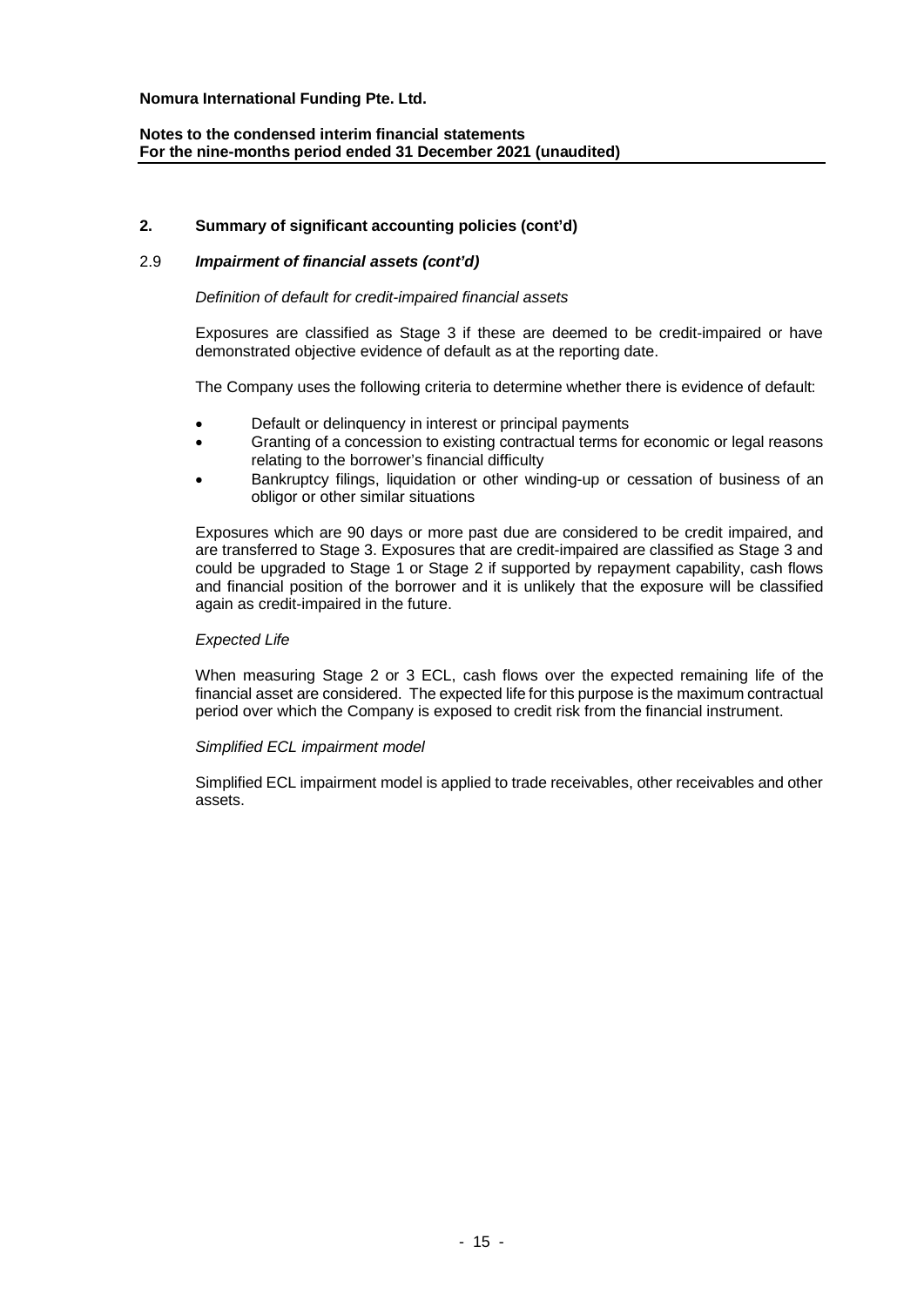## 2. Summary of significant accounting policies (cont'd)

### 2.9 *Impairment of financial assets (cont'd)*

*Definition of default for credit-impaired financial assets*

Exposures are classified as Stage 3 if these are deemed to be credit-impaired or have demonstrated objective evidence of default as at the reporting date.

The Company uses the following criteria to determine whether there is evidence of default:

- Default or delinquency in interest or principal payments
- Granting of a concession to existing contractual terms for economic or legal reasons relating to the borrower's financial difficulty
- Bankruptcy filings, liquidation or other winding-up or cessation of business of an obligor or other similar situations

Exposures which are 90 days or more past due are considered to be credit impaired, and are transferred to Stage 3. Exposures that are credit-impaired are classified as Stage 3 and could be upgraded to Stage 1 or Stage 2 if supported by repayment capability, cash flows and financial position of the borrower and it is unlikely that the exposure will be classified again as credit-impaired in the future.

*Expected Life*

When measuring Stage 2 or 3 ECL, cash flows over the expected remaining life of the financial asset are considered. The expected life for this purpose is the maximum contractual period over which the Company is exposed to credit risk from the financial instrument.

*Simplified ECL impairment model*

Simplified ECL impairment model is applied to trade receivables, other receivables and other assets.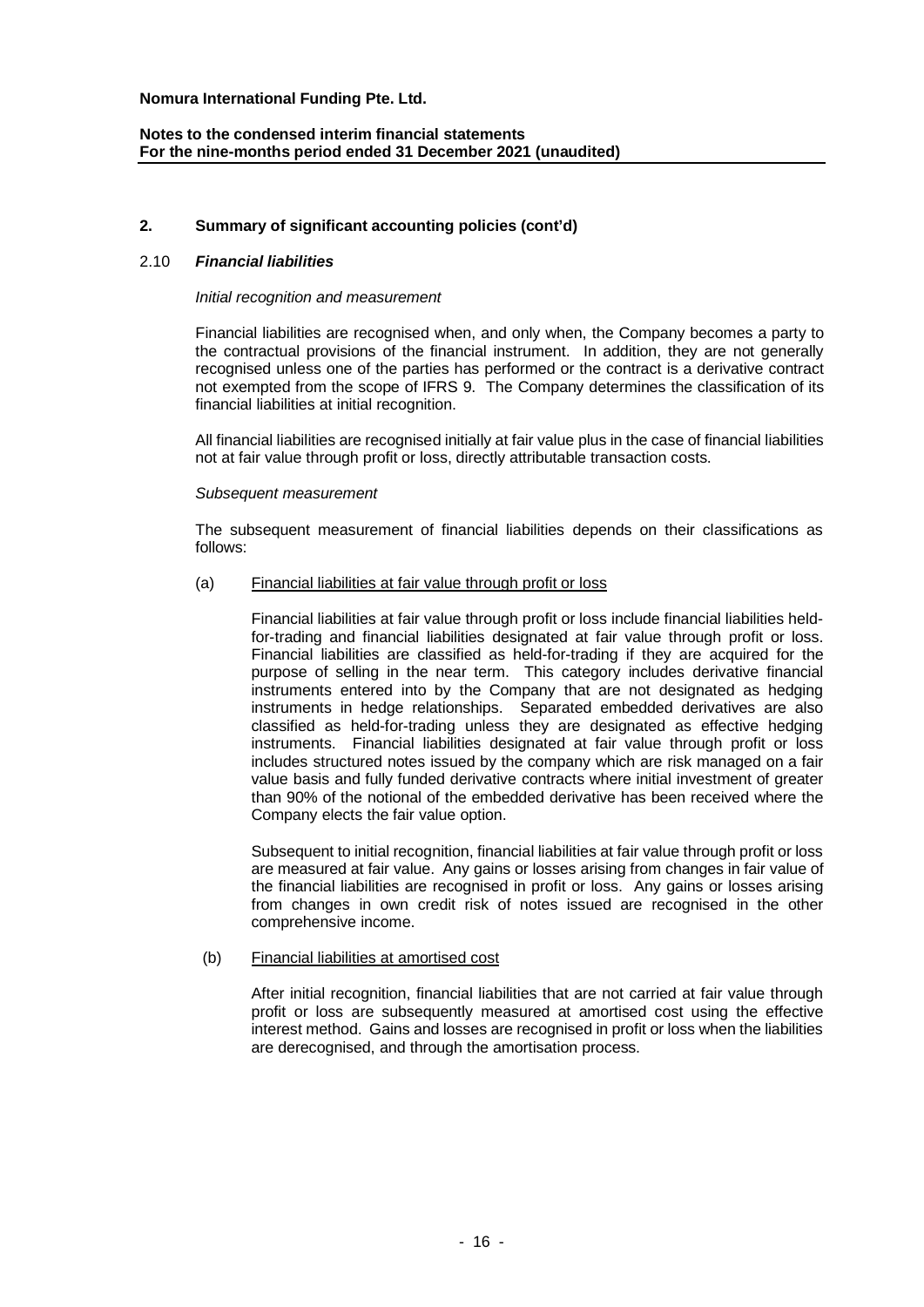## 2. Summary of significant accounting policies (cont'd)

### 2.10 *Financial liabilities*

*Initial recognition and measurement*

Financial liabilities are recognised when, and only when, the Company becomes a party to the contractual provisions of the financial instrument. In addition, they are not generally recognised unless one of the parties has performed or the contract is a derivative contract not exempted from the scope of IFRS 9. The Company determines the classification of its financial liabilities at initial recognition.

All financial liabilities are recognised initially at fair value plus in the case of financial liabilities not at fair value through profit or loss, directly attributable transaction costs.

*Subsequent measurement*

The subsequent measurement of financial liabilities depends on their classifications as follows:

(a) Financial liabilities at fair value through profit or loss

Financial liabilities at fair value through profit or loss include financial liabilities held-for-trading and financial liabilities designated at fair value through profit or loss. Financial liabilities are classified as held-for-trading if they are acquired for the purpose of selling in the near term. This category includes derivative financial instruments entered into by the Company that are not designated as hedging instruments in hedge relationships. Separated embedded derivatives are also classified as held-for-trading unless they are designated as effective hedging instruments. Financial liabilities designated at fair value through profit or loss includes structured notes issued by the company which are risk managed on a fair value basis and fully funded derivative contracts where initial investment of greater than 90% of the notional of the embedded derivative has been received where the Company elects the fair value option.

Subsequent to initial recognition, financial liabilities at fair value through profit or loss are measured at fair value. Any gains or losses arising from changes in fair value of the financial liabilities are recognised in profit or loss. Any gains or losses arising from changes in own credit risk of notes issued are recognised in the other comprehensive income.

(b) Financial liabilities at amortised cost

After initial recognition, financial liabilities that are not carried at fair value through profit or loss are subsequently measured at amortised cost using the effective interest method. Gains and losses are recognised in profit or loss when the liabilities are derecognised, and through the amortisation process.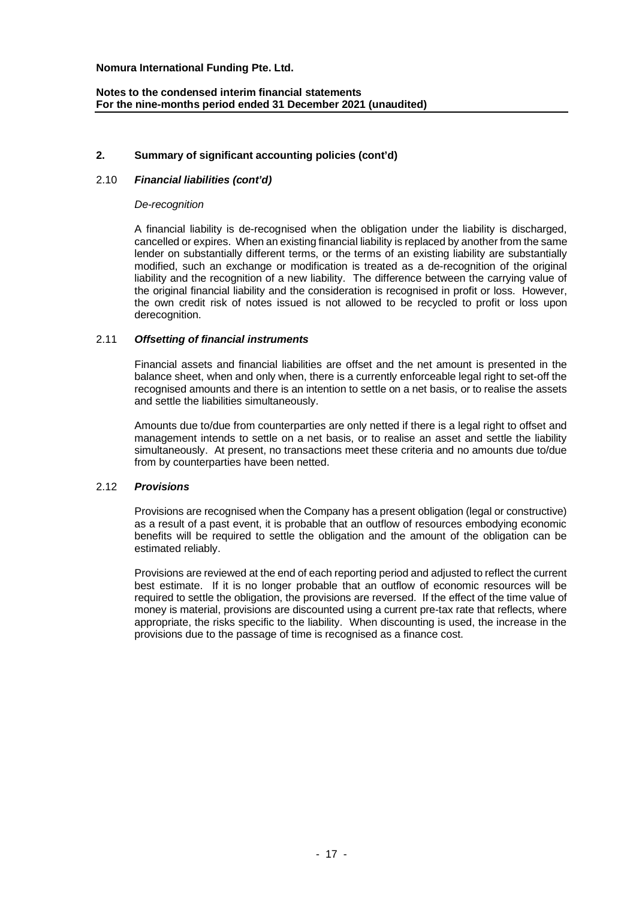## 2. Summary of significant accounting policies (cont'd)

### 2.10 *Financial liabilities (cont'd)*

*De-recognition*

A financial liability is de-recognised when the obligation under the liability is discharged, cancelled or expires. When an existing financial liability is replaced by another from the same lender on substantially different terms, or the terms of an existing liability are substantially modified, such an exchange or modification is treated as a de-recognition of the original liability and the recognition of a new liability. The difference between the carrying value of the original financial liability and the consideration is recognised in profit or loss. However, the own credit risk of notes issued is not allowed to be recycled to profit or loss upon derecognition.

### 2.11 *Offsetting of financial instruments*

Financial assets and financial liabilities are offset and the net amount is presented in the balance sheet, when and only when, there is a currently enforceable legal right to set-off the recognised amounts and there is an intention to settle on a net basis, or to realise the assets and settle the liabilities simultaneously.

Amounts due to/due from counterparties are only netted if there is a legal right to offset and management intends to settle on a net basis, or to realise an asset and settle the liability simultaneously. At present, no transactions meet these criteria and no amounts due to/due from by counterparties have been netted.

### 2.12 *Provisions*

Provisions are recognised when the Company has a present obligation (legal or constructive) as a result of a past event, it is probable that an outflow of resources embodying economic benefits will be required to settle the obligation and the amount of the obligation can be estimated reliably.

Provisions are reviewed at the end of each reporting period and adjusted to reflect the current best estimate. If it is no longer probable that an outflow of economic resources will be required to settle the obligation, the provisions are reversed. If the effect of the time value of money is material, provisions are discounted using a current pre-tax rate that reflects, where appropriate, the risks specific to the liability. When discounting is used, the increase in the provisions due to the passage of time is recognised as a finance cost.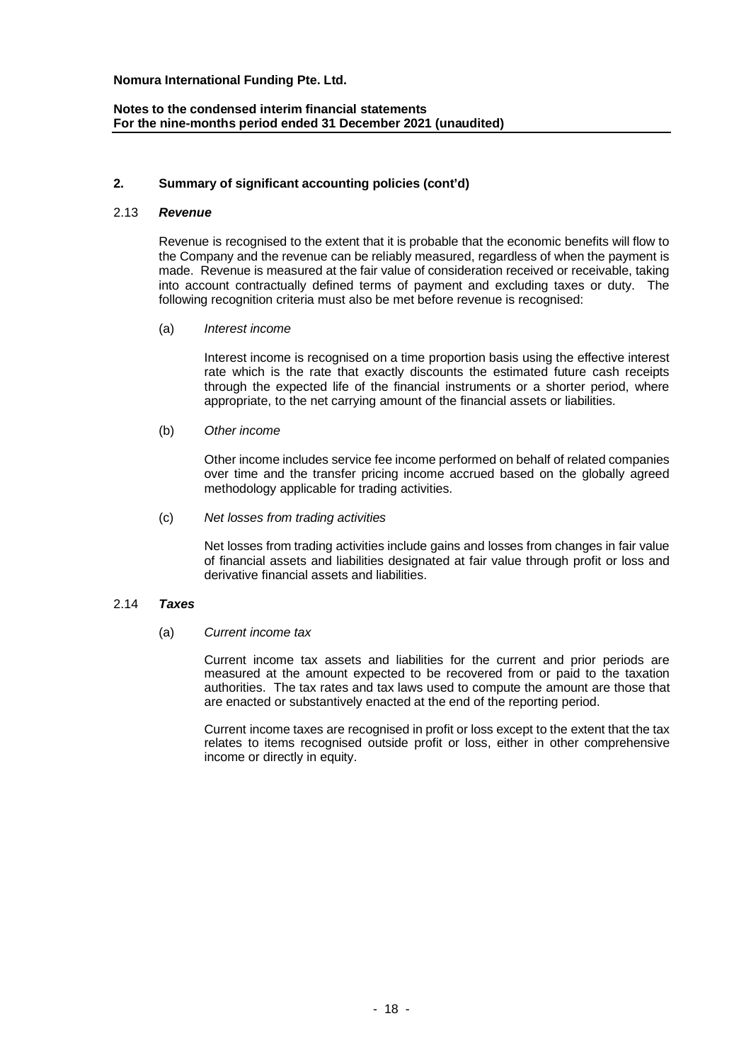## 2. Summary of significant accounting policies (cont'd)

### 2.13 *Revenue*

Revenue is recognised to the extent that it is probable that the economic benefits will flow to the Company and the revenue can be reliably measured, regardless of when the payment is made. Revenue is measured at the fair value of consideration received or receivable, taking into account contractually defined terms of payment and excluding taxes or duty. The following recognition criteria must also be met before revenue is recognised:

(a) *Interest income*

Interest income is recognised on a time proportion basis using the effective interest rate which is the rate that exactly discounts the estimated future cash receipts through the expected life of the financial instruments or a shorter period, where appropriate, to the net carrying amount of the financial assets or liabilities.

(b) *Other income*

Other income includes service fee income performed on behalf of related companies over time and the transfer pricing income accrued based on the globally agreed methodology applicable for trading activities.

(c) *Net losses from trading activities*

Net losses from trading activities include gains and losses from changes in fair value of financial assets and liabilities designated at fair value through profit or loss and derivative financial assets and liabilities.

### 2.14 *Taxes*

(a) *Current income tax*

Current income tax assets and liabilities for the current and prior periods are measured at the amount expected to be recovered from or paid to the taxation authorities. The tax rates and tax laws used to compute the amount are those that are enacted or substantively enacted at the end of the reporting period.

Current income taxes are recognised in profit or loss except to the extent that the tax relates to items recognised outside profit or loss, either in other comprehensive income or directly in equity.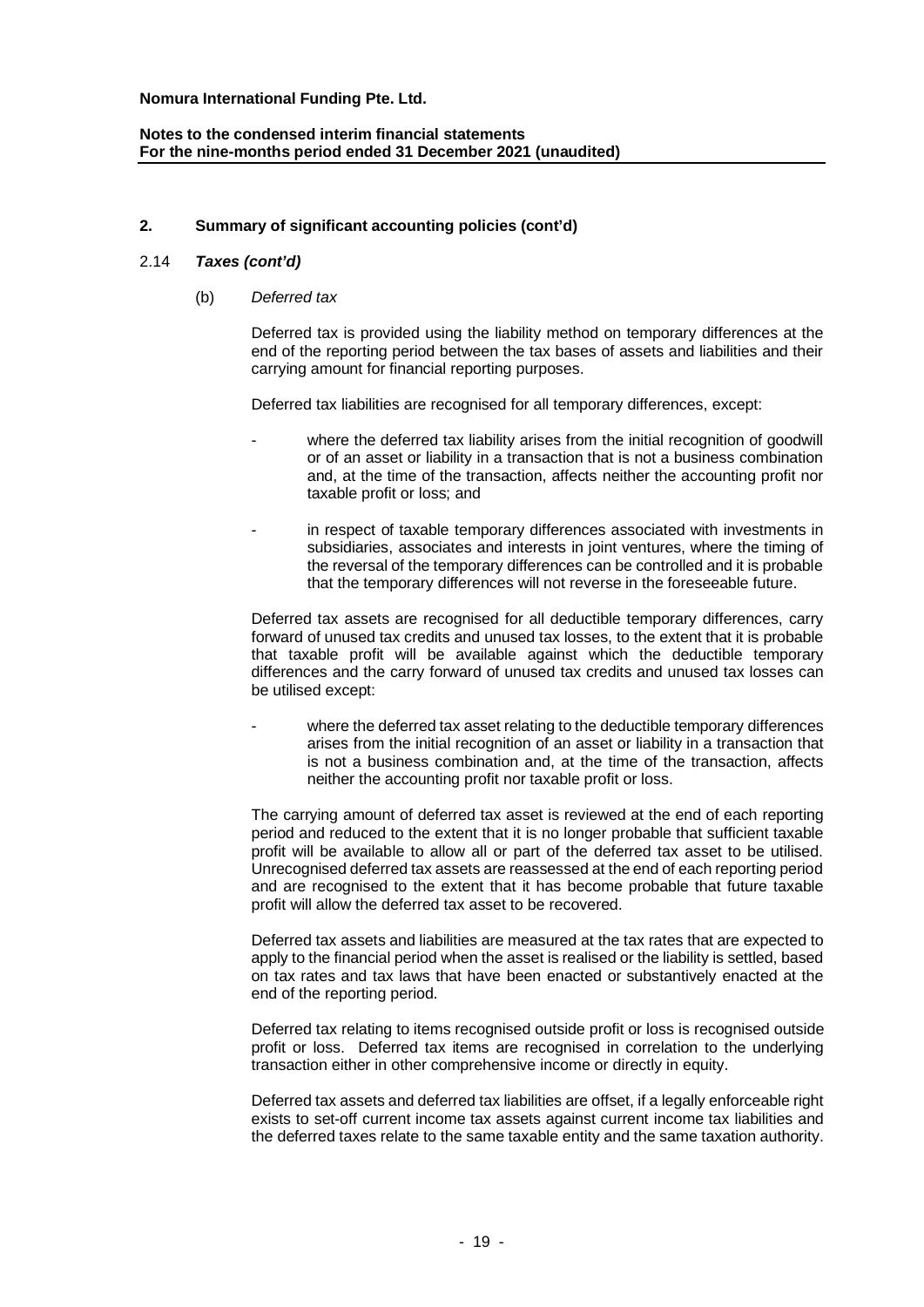## 2. Summary of significant accounting policies (cont'd)

### 2.14 *Taxes (cont'd)*

(b) *Deferred tax*

Deferred tax is provided using the liability method on temporary differences at the end of the reporting period between the tax bases of assets and liabilities and their carrying amount for financial reporting purposes.

Deferred tax liabilities are recognised for all temporary differences, except:

- where the deferred tax liability arises from the initial recognition of goodwill or of an asset or liability in a transaction that is not a business combination and, at the time of the transaction, affects neither the accounting profit nor taxable profit or loss; and

- in respect of taxable temporary differences associated with investments in subsidiaries, associates and interests in joint ventures, where the timing of the reversal of the temporary differences can be controlled and it is probable that the temporary differences will not reverse in the foreseeable future.

Deferred tax assets are recognised for all deductible temporary differences, carry forward of unused tax credits and unused tax losses, to the extent that it is probable that taxable profit will be available against which the deductible temporary differences and the carry forward of unused tax credits and unused tax losses can be utilised except:

- where the deferred tax asset relating to the deductible temporary differences arises from the initial recognition of an asset or liability in a transaction that is not a business combination and, at the time of the transaction, affects neither the accounting profit nor taxable profit or loss.

The carrying amount of deferred tax asset is reviewed at the end of each reporting period and reduced to the extent that it is no longer probable that sufficient taxable profit will be available to allow all or part of the deferred tax asset to be utilised. Unrecognised deferred tax assets are reassessed at the end of each reporting period and are recognised to the extent that it has become probable that future taxable profit will allow the deferred tax asset to be recovered.

Deferred tax assets and liabilities are measured at the tax rates that are expected to apply to the financial period when the asset is realised or the liability is settled, based on tax rates and tax laws that have been enacted or substantively enacted at the end of the reporting period.

Deferred tax relating to items recognised outside profit or loss is recognised outside profit or loss. Deferred tax items are recognised in correlation to the underlying transaction either in other comprehensive income or directly in equity.

Deferred tax assets and deferred tax liabilities are offset, if a legally enforceable right exists to set-off current income tax assets against current income tax liabilities and the deferred taxes relate to the same taxable entity and the same taxation authority.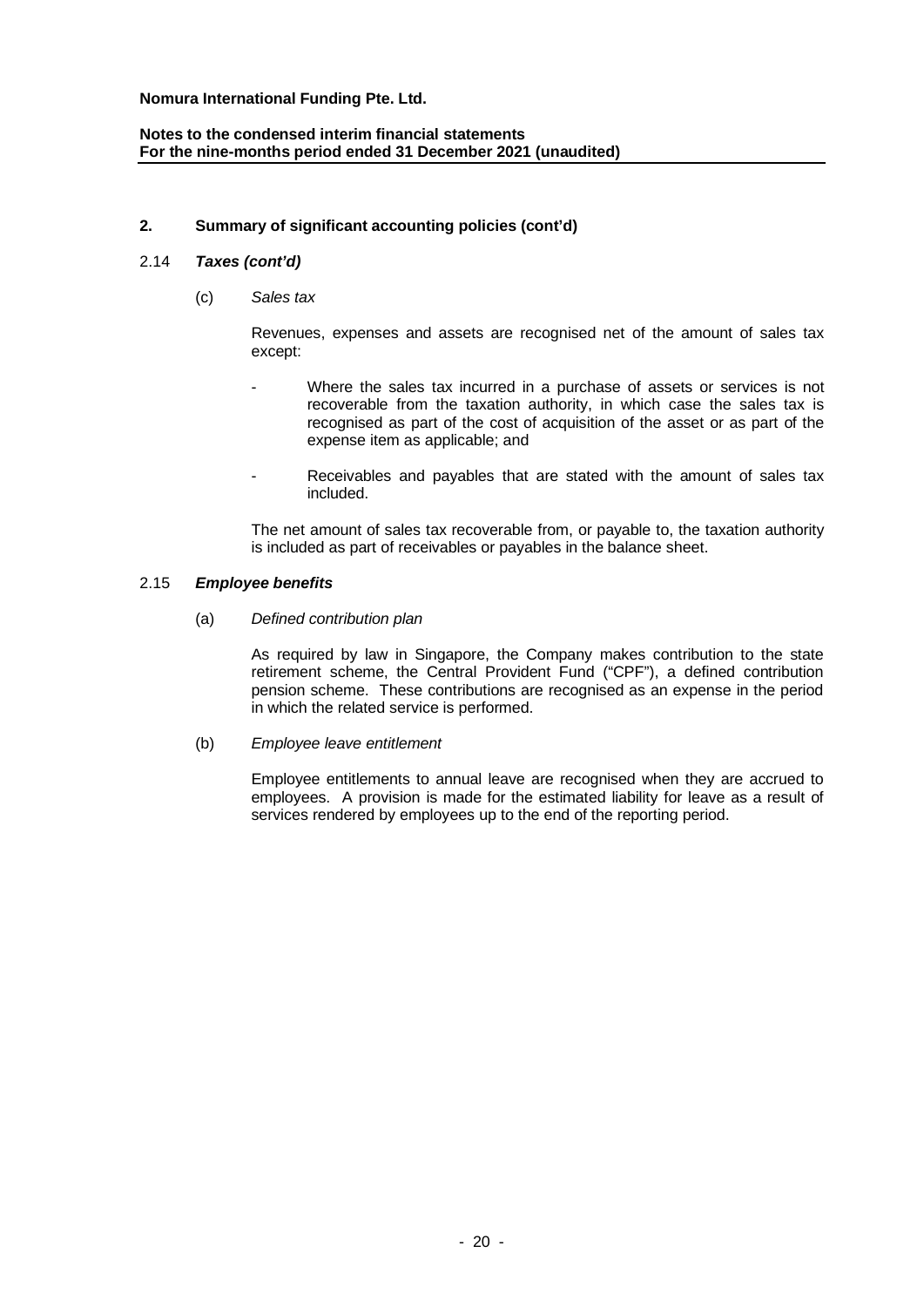## 2. Summary of significant accounting policies (cont'd)

### 2.14 *Taxes (cont'd)*

(c) *Sales tax*

Revenues, expenses and assets are recognised net of the amount of sales tax except:

- Where the sales tax incurred in a purchase of assets or services is not recoverable from the taxation authority, in which case the sales tax is recognised as part of the cost of acquisition of the asset or as part of the expense item as applicable; and
- Receivables and payables that are stated with the amount of sales tax included.

The net amount of sales tax recoverable from, or payable to, the taxation authority is included as part of receivables or payables in the balance sheet.

### 2.15 *Employee benefits*

(a) *Defined contribution plan*

As required by law in Singapore, the Company makes contribution to the state retirement scheme, the Central Provident Fund ("CPF"), a defined contribution pension scheme. These contributions are recognised as an expense in the period in which the related service is performed.

(b) *Employee leave entitlement*

Employee entitlements to annual leave are recognised when they are accrued to employees. A provision is made for the estimated liability for leave as a result of services rendered by employees up to the end of the reporting period.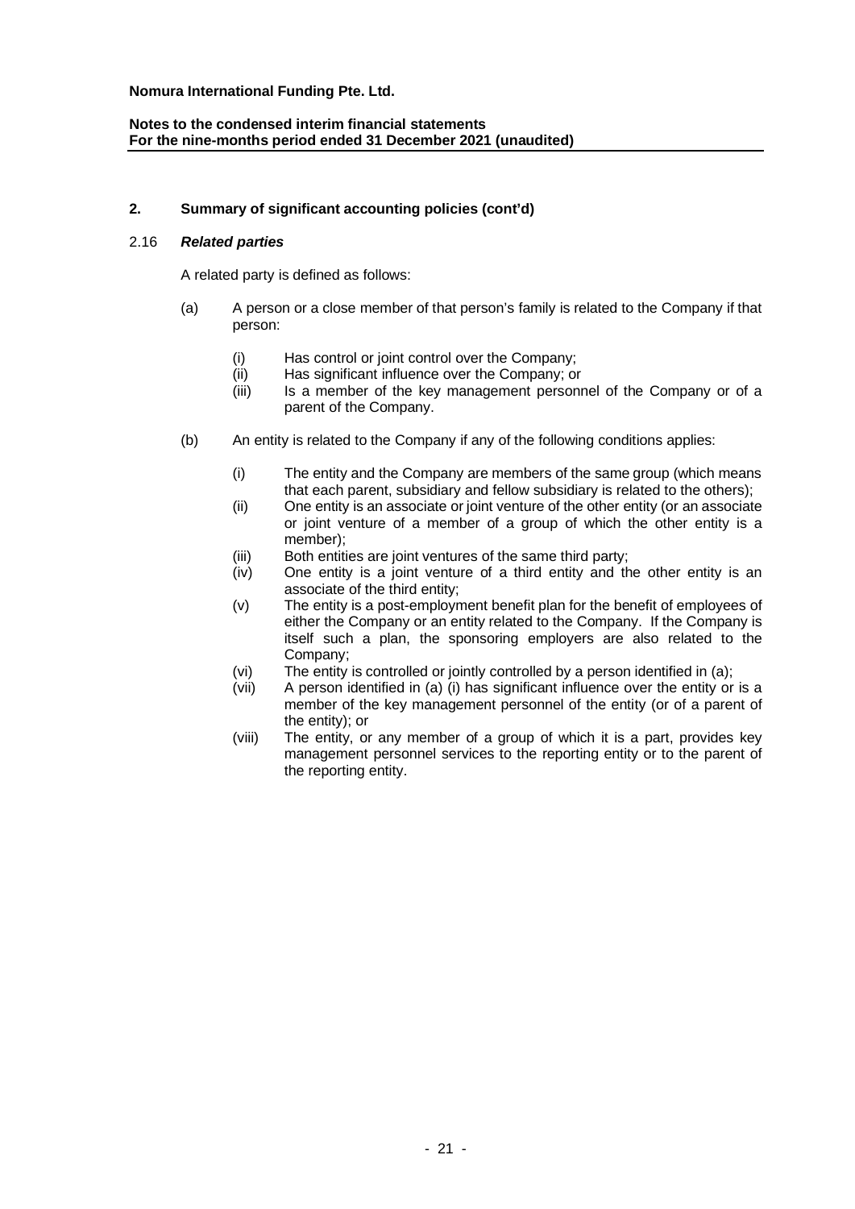## 2. Summary of significant accounting policies (cont'd)

### 2.16 *Related parties*

A related party is defined as follows:

(a) A person or a close member of that person's family is related to the Company if that person:

- (i) Has control or joint control over the Company;
- (ii) Has significant influence over the Company; or
- (iii) Is a member of the key management personnel of the Company or of a parent of the Company.

(b) An entity is related to the Company if any of the following conditions applies:

- (i) The entity and the Company are members of the same group (which means that each parent, subsidiary and fellow subsidiary is related to the others);
- (ii) One entity is an associate or joint venture of the other entity (or an associate or joint venture of a member of a group of which the other entity is a member);
- (iii) Both entities are joint ventures of the same third party;
- (iv) One entity is a joint venture of a third entity and the other entity is an associate of the third entity;
- (v) The entity is a post-employment benefit plan for the benefit of employees of either the Company or an entity related to the Company. If the Company is itself such a plan, the sponsoring employers are also related to the Company;
- (vi) The entity is controlled or jointly controlled by a person identified in (a);
- (vii) A person identified in (a) (i) has significant influence over the entity or is a member of the key management personnel of the entity (or of a parent of the entity); or
- (viii) The entity, or any member of a group of which it is a part, provides key management personnel services to the reporting entity or to the parent of the reporting entity.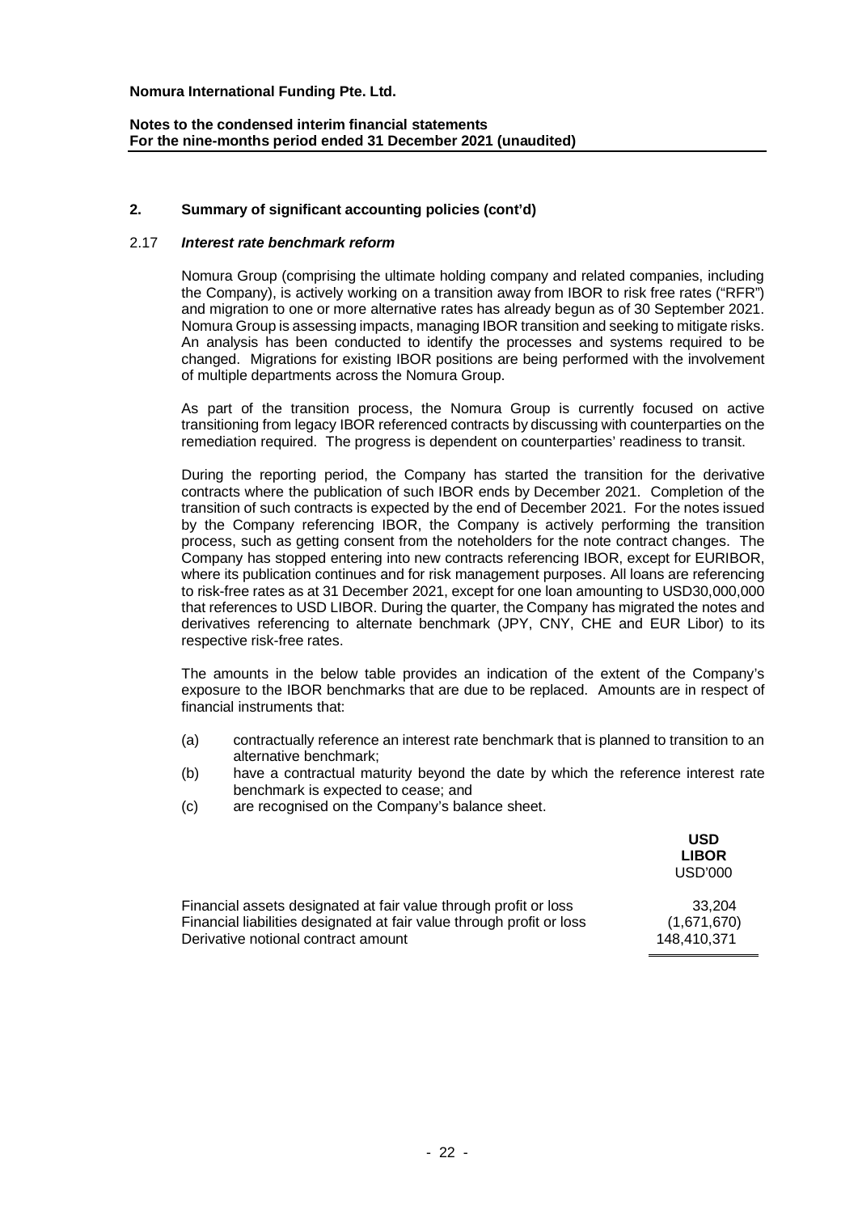**Nomura International Funding Pte. Ltd.**

**Notes to the condensed interim financial statements**
**For the nine-months period ended 31 December 2021 (unaudited)**

## 2. Summary of significant accounting policies (cont'd)

### 2.17 *Interest rate benchmark reform*

Nomura Group (comprising the ultimate holding company and related companies, including the Company), is actively working on a transition away from IBOR to risk free rates ("RFR") and migration to one or more alternative rates has already begun as of 30 September 2021. Nomura Group is assessing impacts, managing IBOR transition and seeking to mitigate risks. An analysis has been conducted to identify the processes and systems required to be changed. Migrations for existing IBOR positions are being performed with the involvement of multiple departments across the Nomura Group.

As part of the transition process, the Nomura Group is currently focused on active transitioning from legacy IBOR referenced contracts by discussing with counterparties on the remediation required. The progress is dependent on counterparties' readiness to transit.

During the reporting period, the Company has started the transition for the derivative contracts where the publication of such IBOR ends by December 2021. Completion of the transition of such contracts is expected by the end of December 2021. For the notes issued by the Company referencing IBOR, the Company is actively performing the transition process, such as getting consent from the noteholders for the note contract changes. The Company has stopped entering into new contracts referencing IBOR, except for EURIBOR, where its publication continues and for risk management purposes. All loans are referencing to risk-free rates as at 31 December 2021, except for one loan amounting to USD30,000,000 that references to USD LIBOR. During the quarter, the Company has migrated the notes and derivatives referencing to alternate benchmark (JPY, CNY, CHE and EUR Libor) to its respective risk-free rates.

The amounts in the below table provides an indication of the extent of the Company's exposure to the IBOR benchmarks that are due to be replaced. Amounts are in respect of financial instruments that:

(a) contractually reference an interest rate benchmark that is planned to transition to an alternative benchmark;
(b) have a contractual maturity beyond the date by which the reference interest rate benchmark is expected to cease; and
(c) are recognised on the Company's balance sheet.

| | **USD LIBOR** |
|---|---|
| | USD'000 |
| Financial assets designated at fair value through profit or loss | 33,204 |
| Financial liabilities designated at fair value through profit or loss | (1,671,670) |
| Derivative notional contract amount | 148,410,371 |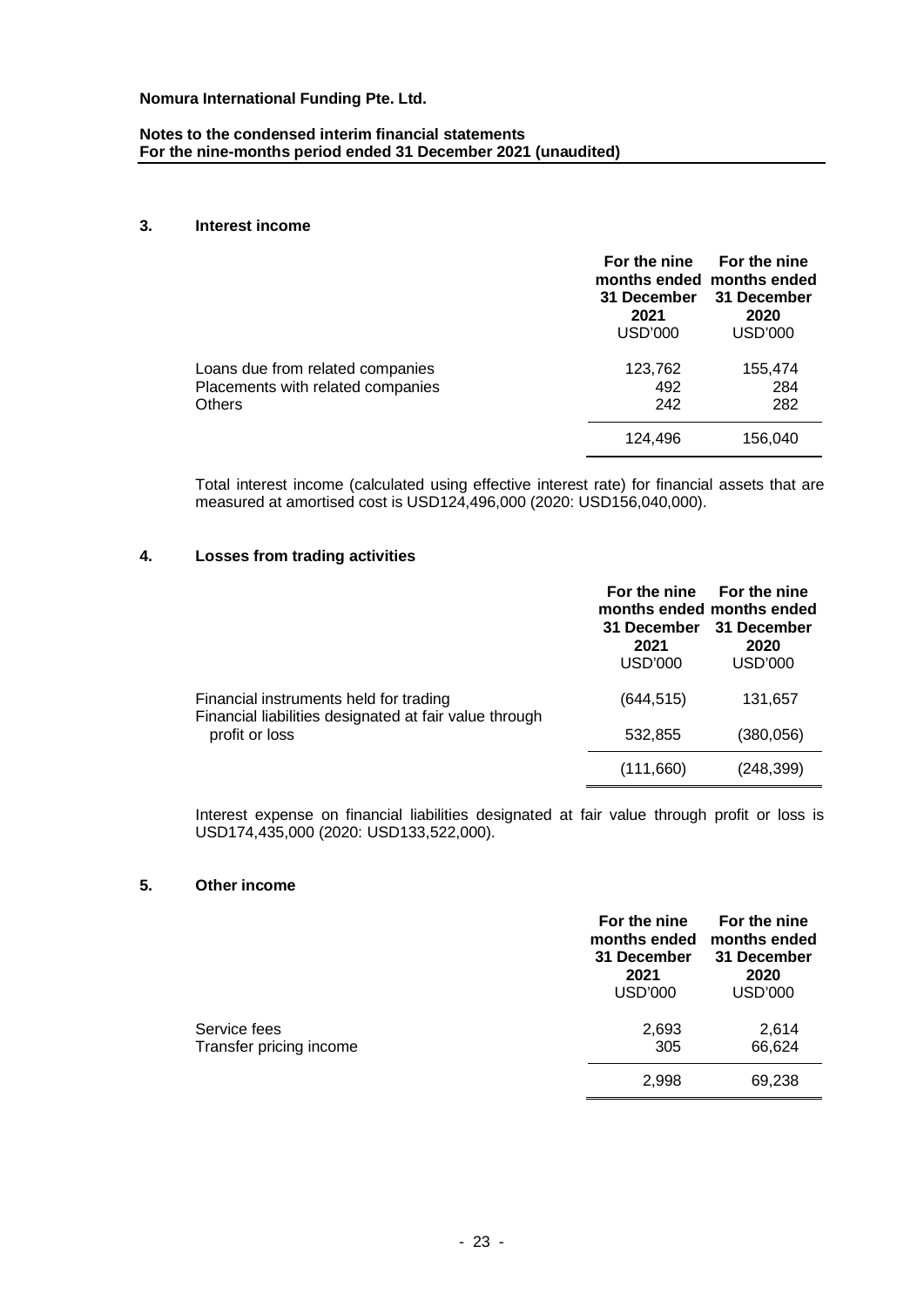**Nomura International Funding Pte. Ltd.**

**Notes to the condensed interim financial statements**
**For the nine-months period ended 31 December 2021 (unaudited)**

## 3. Interest income

| | For the nine months ended 31 December 2021 USD'000 | For the nine months ended 31 December 2020 USD'000 |
|---|---|---|
| Loans due from related companies | 123,762 | 155,474 |
| Placements with related companies | 492 | 284 |
| Others | 242 | 282 |
| | 124,496 | 156,040 |

Total interest income (calculated using effective interest rate) for financial assets that are measured at amortised cost is USD124,496,000 (2020: USD156,040,000).

## 4. Losses from trading activities

| | For the nine months ended 31 December 2021 USD'000 | For the nine months ended 31 December 2020 USD'000 |
|---|---|---|
| Financial instruments held for trading | (644,515) | 131,657 |
| Financial liabilities designated at fair value through profit or loss | 532,855 | (380,056) |
| | (111,660) | (248,399) |

Interest expense on financial liabilities designated at fair value through profit or loss is USD174,435,000 (2020: USD133,522,000).

## 5. Other income

| | For the nine months ended 31 December 2021 USD'000 | For the nine months ended 31 December 2020 USD'000 |
|---|---|---|
| Service fees | 2,693 | 2,614 |
| Transfer pricing income | 305 | 66,624 |
| | 2,998 | 69,238 |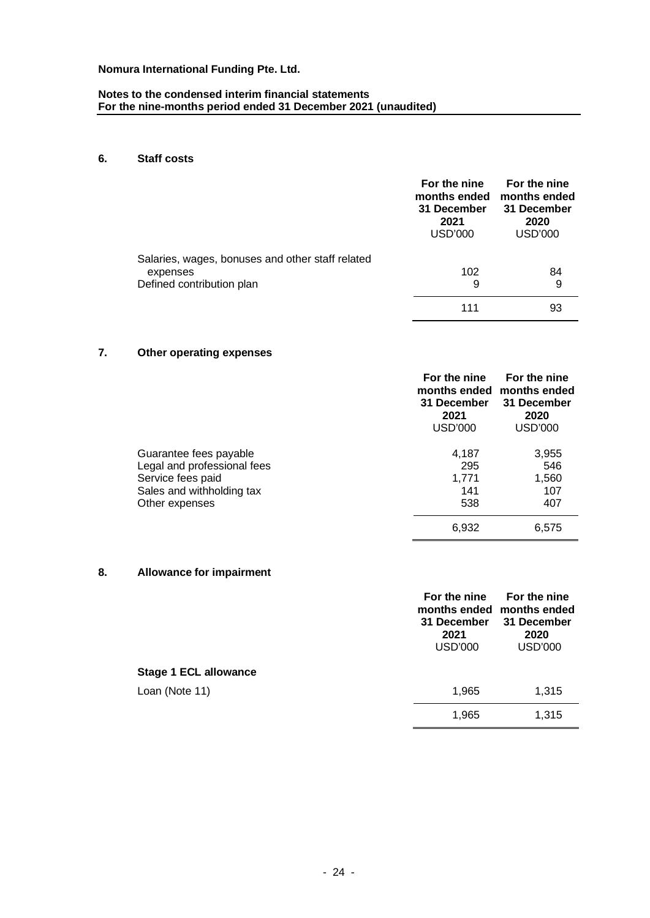## 6. Staff costs

| | For the nine months ended 31 December 2021 USD'000 | For the nine months ended 31 December 2020 USD'000 |
|---|---|---|
| Salaries, wages, bonuses and other staff related expenses | 102 | 84 |
| Defined contribution plan | 9 | 9 |
| | 111 | 93 |

## 7. Other operating expenses

| | For the nine months ended 31 December 2021 USD'000 | For the nine months ended 31 December 2020 USD'000 |
|---|---|---|
| Guarantee fees payable | 4,187 | 3,955 |
| Legal and professional fees | 295 | 546 |
| Service fees paid | 1,771 | 1,560 |
| Sales and withholding tax | 141 | 107 |
| Other expenses | 538 | 407 |
| | 6,932 | 6,575 |

## 8. Allowance for impairment

| | For the nine months ended 31 December 2021 USD'000 | For the nine months ended 31 December 2020 USD'000 |
|---|---|---|
| **Stage 1 ECL allowance** | | |
| Loan (Note 11) | 1,965 | 1,315 |
| | 1,965 | 1,315 |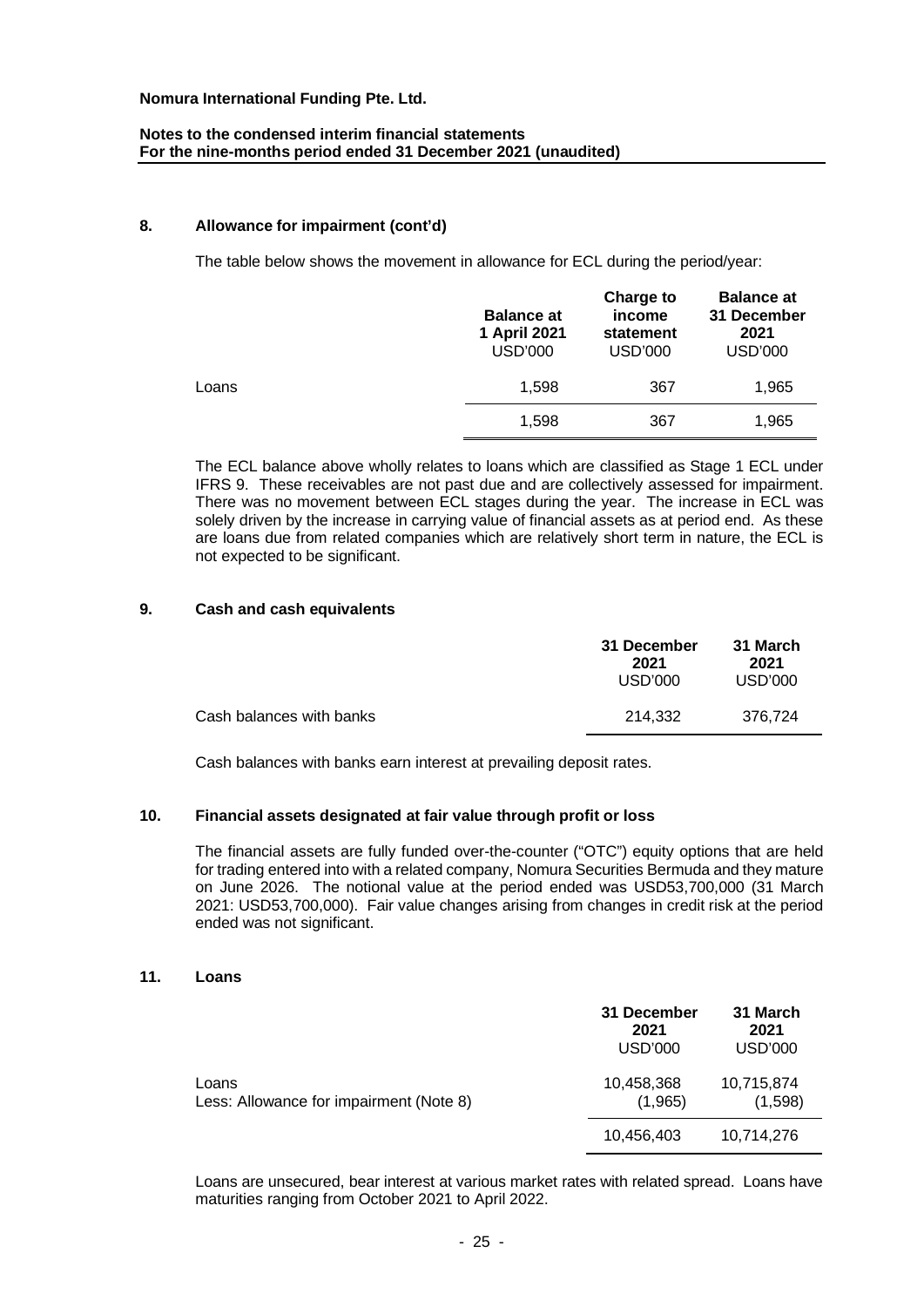### 8. Allowance for impairment (cont'd)

The table below shows the movement in allowance for ECL during the period/year:

| | Balance at 1 April 2021 USD'000 | Charge to income statement USD'000 | Balance at 31 December 2021 USD'000 |
|---|---|---|---|
| Loans | 1,598 | 367 | 1,965 |
| | 1,598 | 367 | 1,965 |

The ECL balance above wholly relates to loans which are classified as Stage 1 ECL under IFRS 9. These receivables are not past due and are collectively assessed for impairment. There was no movement between ECL stages during the year. The increase in ECL was solely driven by the increase in carrying value of financial assets as at period end. As these are loans due from related companies which are relatively short term in nature, the ECL is not expected to be significant.

### 9. Cash and cash equivalents

| | 31 December 2021 USD'000 | 31 March 2021 USD'000 |
|---|---|---|
| Cash balances with banks | 214,332 | 376,724 |

Cash balances with banks earn interest at prevailing deposit rates.

### 10. Financial assets designated at fair value through profit or loss

The financial assets are fully funded over-the-counter ("OTC") equity options that are held for trading entered into with a related company, Nomura Securities Bermuda and they mature on June 2026. The notional value at the period ended was USD53,700,000 (31 March 2021: USD53,700,000). Fair value changes arising from changes in credit risk at the period ended was not significant.

### 11. Loans

| | 31 December 2021 USD'000 | 31 March 2021 USD'000 |
|---|---|---|
| Loans | 10,458,368 | 10,715,874 |
| Less: Allowance for impairment (Note 8) | (1,965) | (1,598) |
| | 10,456,403 | 10,714,276 |

Loans are unsecured, bear interest at various market rates with related spread. Loans have maturities ranging from October 2021 to April 2022.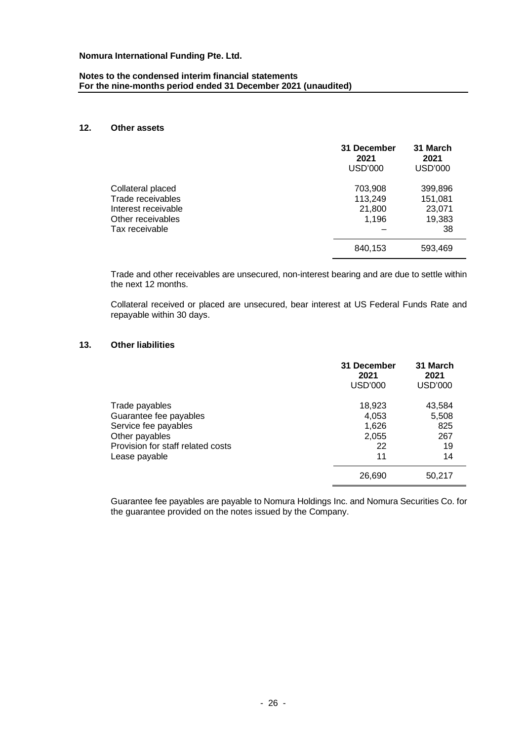## 12. Other assets

| | 31 December 2021 USD'000 | 31 March 2021 USD'000 |
|---|---|---|
| Collateral placed | 703,908 | 399,896 |
| Trade receivables | 113,249 | 151,081 |
| Interest receivable | 21,800 | 23,071 |
| Other receivables | 1,196 | 19,383 |
| Tax receivable | – | 38 |
| | 840,153 | 593,469 |

Trade and other receivables are unsecured, non-interest bearing and are due to settle within the next 12 months.

Collateral received or placed are unsecured, bear interest at US Federal Funds Rate and repayable within 30 days.

## 13. Other liabilities

| | 31 December 2021 USD'000 | 31 March 2021 USD'000 |
|---|---|---|
| Trade payables | 18,923 | 43,584 |
| Guarantee fee payables | 4,053 | 5,508 |
| Service fee payables | 1,626 | 825 |
| Other payables | 2,055 | 267 |
| Provision for staff related costs | 22 | 19 |
| Lease payable | 11 | 14 |
| | 26,690 | 50,217 |

Guarantee fee payables are payable to Nomura Holdings Inc. and Nomura Securities Co. for the guarantee provided on the notes issued by the Company.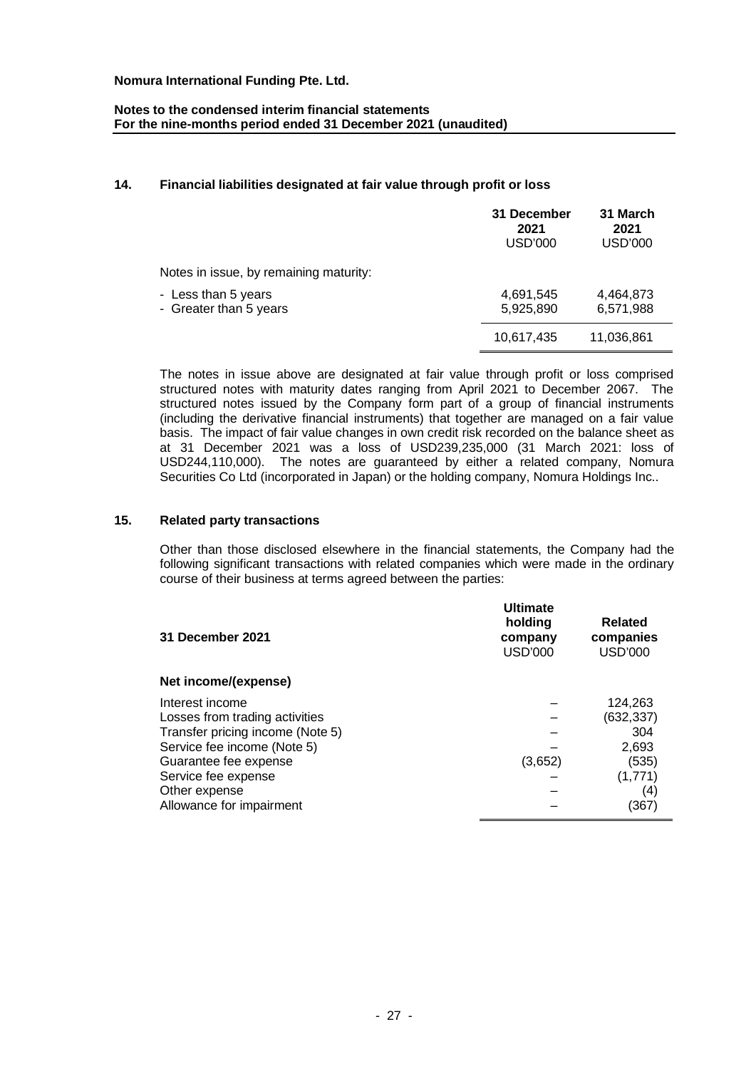## 14. Financial liabilities designated at fair value through profit or loss

| | 31 December 2021 USD'000 | 31 March 2021 USD'000 |
|---|---|---|
| Notes in issue, by remaining maturity: | | |
| - Less than 5 years | 4,691,545 | 4,464,873 |
| - Greater than 5 years | 5,925,890 | 6,571,988 |
| | 10,617,435 | 11,036,861 |

The notes in issue above are designated at fair value through profit or loss comprised structured notes with maturity dates ranging from April 2021 to December 2067. The structured notes issued by the Company form part of a group of financial instruments (including the derivative financial instruments) that together are managed on a fair value basis. The impact of fair value changes in own credit risk recorded on the balance sheet as at 31 December 2021 was a loss of USD239,235,000 (31 March 2021: loss of USD244,110,000). The notes are guaranteed by either a related company, Nomura Securities Co Ltd (incorporated in Japan) or the holding company, Nomura Holdings Inc..

## 15. Related party transactions

Other than those disclosed elsewhere in the financial statements, the Company had the following significant transactions with related companies which were made in the ordinary course of their business at terms agreed between the parties:

| 31 December 2021 | Ultimate holding company USD'000 | Related companies USD'000 |
|---|---|---|
| **Net income/(expense)** | | |
| Interest income | – | 124,263 |
| Losses from trading activities | – | (632,337) |
| Transfer pricing income (Note 5) | – | 304 |
| Service fee income (Note 5) | – | 2,693 |
| Guarantee fee expense | (3,652) | (535) |
| Service fee expense | – | (1,771) |
| Other expense | – | (4) |
| Allowance for impairment | – | (367) |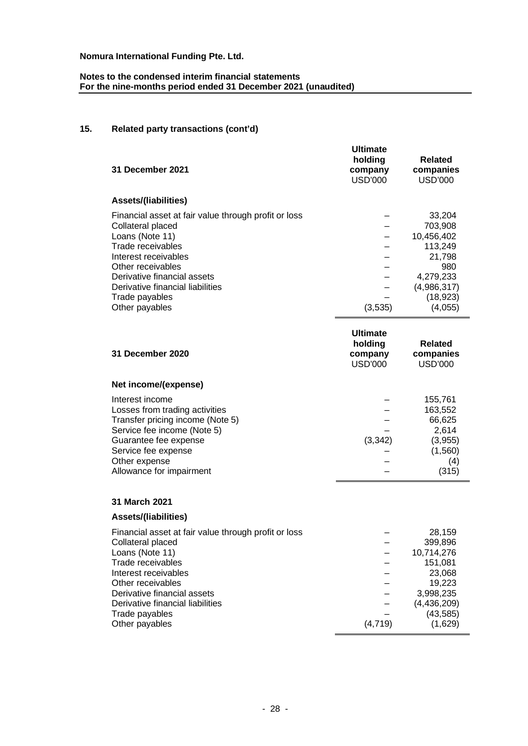**Nomura International Funding Pte. Ltd.**

**Notes to the condensed interim financial statements**
**For the nine-months period ended 31 December 2021 (unaudited)**

## 15. Related party transactions (cont'd)

| **31 December 2021** | **Ultimate holding company** USD'000 | **Related companies** USD'000 |
|---|---|---|
| **Assets/(liabilities)** | | |
| Financial asset at fair value through profit or loss | – | 33,204 |
| Collateral placed | – | 703,908 |
| Loans (Note 11) | – | 10,456,402 |
| Trade receivables | – | 113,249 |
| Interest receivables | – | 21,798 |
| Other receivables | – | 980 |
| Derivative financial assets | – | 4,279,233 |
| Derivative financial liabilities | – | (4,986,317) |
| Trade payables | – | (18,923) |
| Other payables | (3,535) | (4,055) |

| **31 December 2020** | **Ultimate holding company** USD'000 | **Related companies** USD'000 |
|---|---|---|
| **Net income/(expense)** | | |
| Interest income | – | 155,761 |
| Losses from trading activities | – | 163,552 |
| Transfer pricing income (Note 5) | – | 66,625 |
| Service fee income (Note 5) | – | 2,614 |
| Guarantee fee expense | (3,342) | (3,955) |
| Service fee expense | – | (1,560) |
| Other expense | – | (4) |
| Allowance for impairment | – | (315) |

| **31 March 2021** | **Ultimate holding company** USD'000 | **Related companies** USD'000 |
|---|---|---|
| **Assets/(liabilities)** | | |
| Financial asset at fair value through profit or loss | – | 28,159 |
| Collateral placed | – | 399,896 |
| Loans (Note 11) | – | 10,714,276 |
| Trade receivables | – | 151,081 |
| Interest receivables | – | 23,068 |
| Other receivables | – | 19,223 |
| Derivative financial assets | – | 3,998,235 |
| Derivative financial liabilities | – | (4,436,209) |
| Trade payables | – | (43,585) |
| Other payables | (4,719) | (1,629) |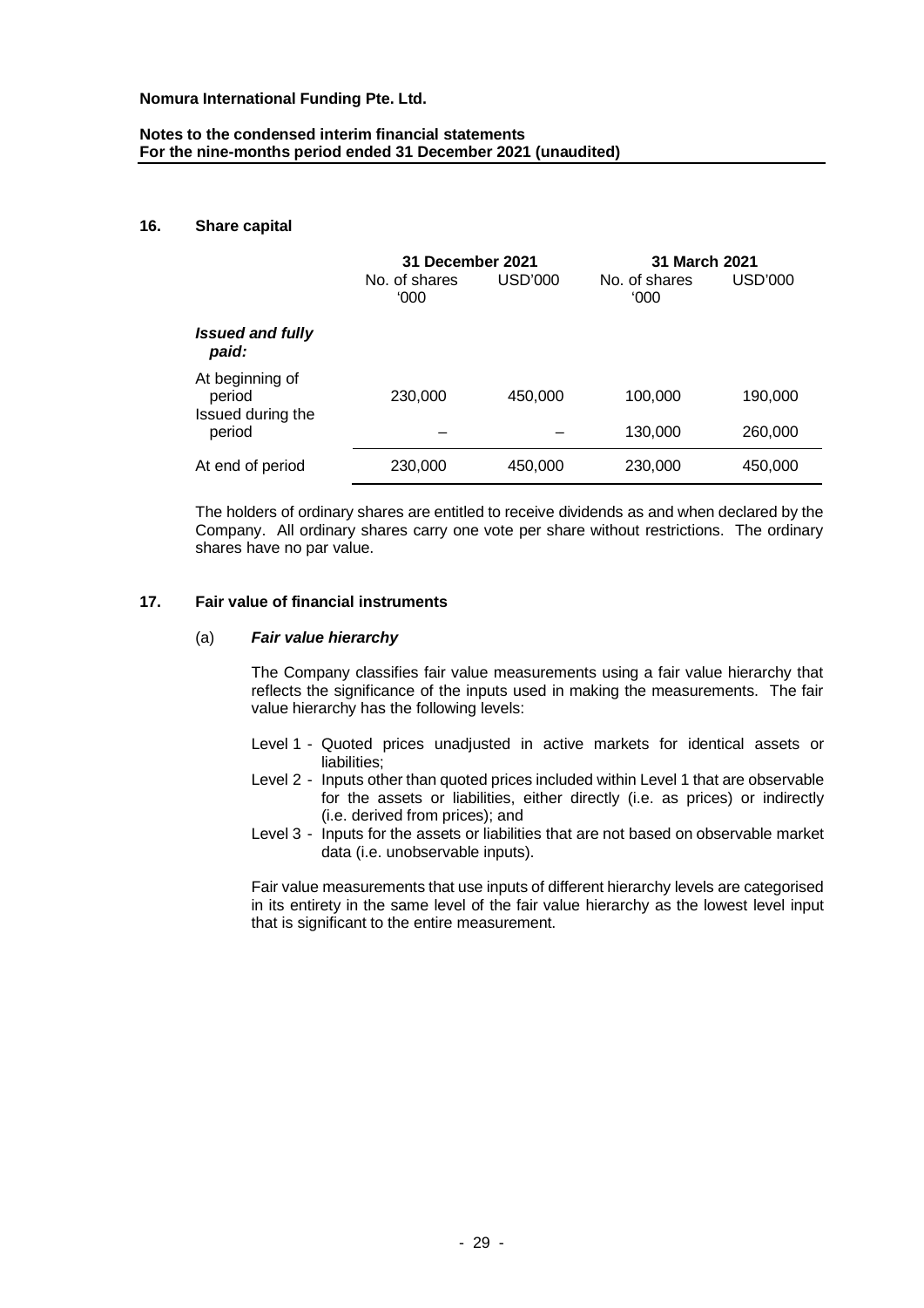## 16. Share capital

| | 31 December 2021 | | 31 March 2021 | |
|---|---|---|---|---|
| | No. of shares '000 | USD'000 | No. of shares '000 | USD'000 |
| ***Issued and fully paid:*** | | | | |
| At beginning of period | 230,000 | 450,000 | 100,000 | 190,000 |
| Issued during the period | – | – | 130,000 | 260,000 |
| At end of period | 230,000 | 450,000 | 230,000 | 450,000 |

The holders of ordinary shares are entitled to receive dividends as and when declared by the Company. All ordinary shares carry one vote per share without restrictions. The ordinary shares have no par value.

## 17. Fair value of financial instruments

### (a) *Fair value hierarchy*

The Company classifies fair value measurements using a fair value hierarchy that reflects the significance of the inputs used in making the measurements. The fair value hierarchy has the following levels:

- Level 1 - Quoted prices unadjusted in active markets for identical assets or liabilities;
- Level 2 - Inputs other than quoted prices included within Level 1 that are observable for the assets or liabilities, either directly (i.e. as prices) or indirectly (i.e. derived from prices); and
- Level 3 - Inputs for the assets or liabilities that are not based on observable market data (i.e. unobservable inputs).

Fair value measurements that use inputs of different hierarchy levels are categorised in its entirety in the same level of the fair value hierarchy as the lowest level input that is significant to the entire measurement.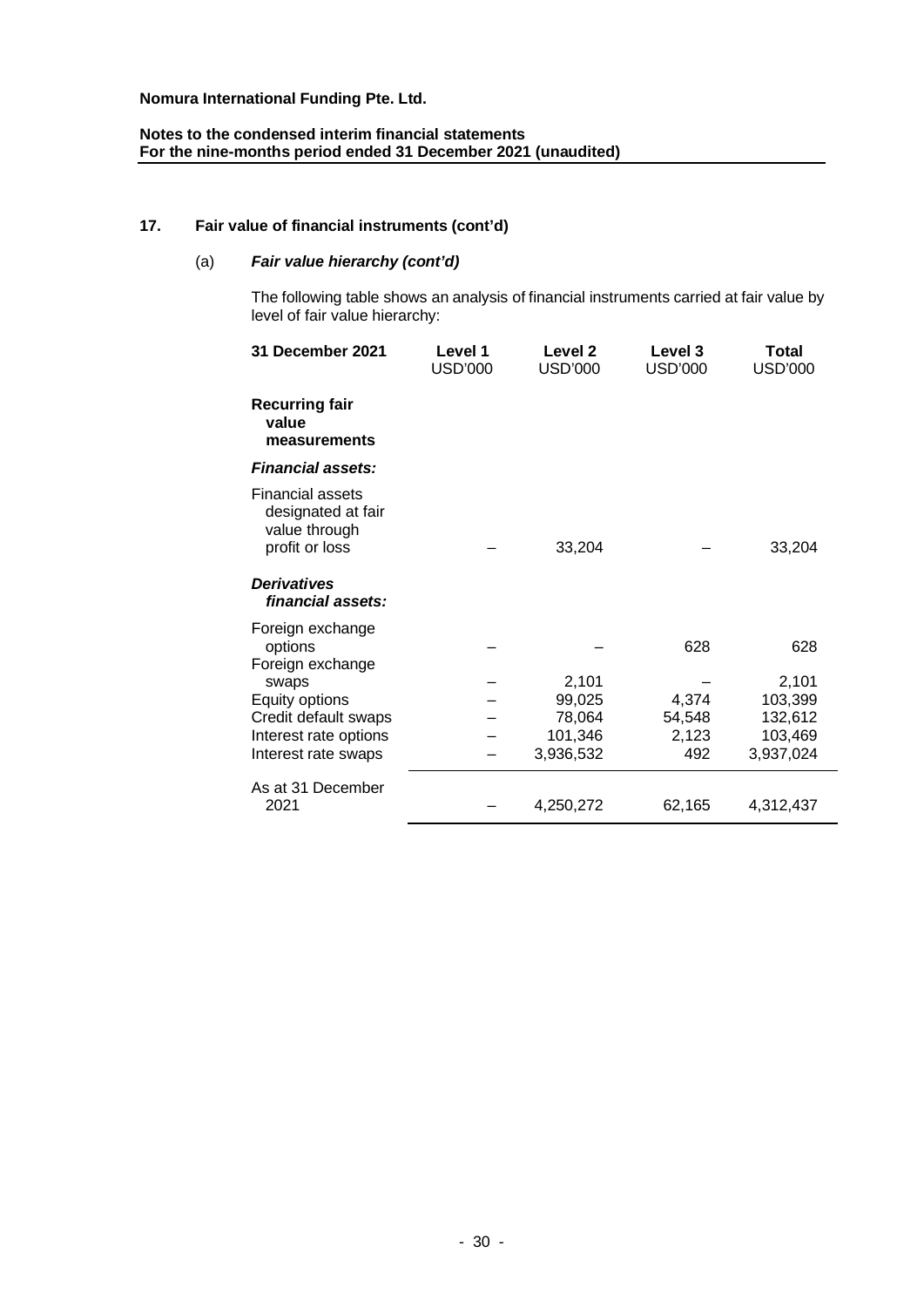**Nomura International Funding Pte. Ltd.**

**Notes to the condensed interim financial statements**
**For the nine-months period ended 31 December 2021 (unaudited)**

## 17. Fair value of financial instruments (cont'd)

### (a) *Fair value hierarchy (cont'd)*

The following table shows an analysis of financial instruments carried at fair value by level of fair value hierarchy:

| 31 December 2021 | Level 1 USD'000 | Level 2 USD'000 | Level 3 USD'000 | Total USD'000 |
|---|---|---|---|---|
| **Recurring fair value measurements** | | | | |
| ***Financial assets:*** | | | | |
| Financial assets designated at fair value through profit or loss | – | 33,204 | – | 33,204 |
| ***Derivatives financial assets:*** | | | | |
| Foreign exchange options | – | – | 628 | 628 |
| Foreign exchange swaps | – | 2,101 | – | 2,101 |
| Equity options | – | 99,025 | 4,374 | 103,399 |
| Credit default swaps | – | 78,064 | 54,548 | 132,612 |
| Interest rate options | – | 101,346 | 2,123 | 103,469 |
| Interest rate swaps | – | 3,936,532 | 492 | 3,937,024 |
| As at 31 December 2021 | – | 4,250,272 | 62,165 | 4,312,437 |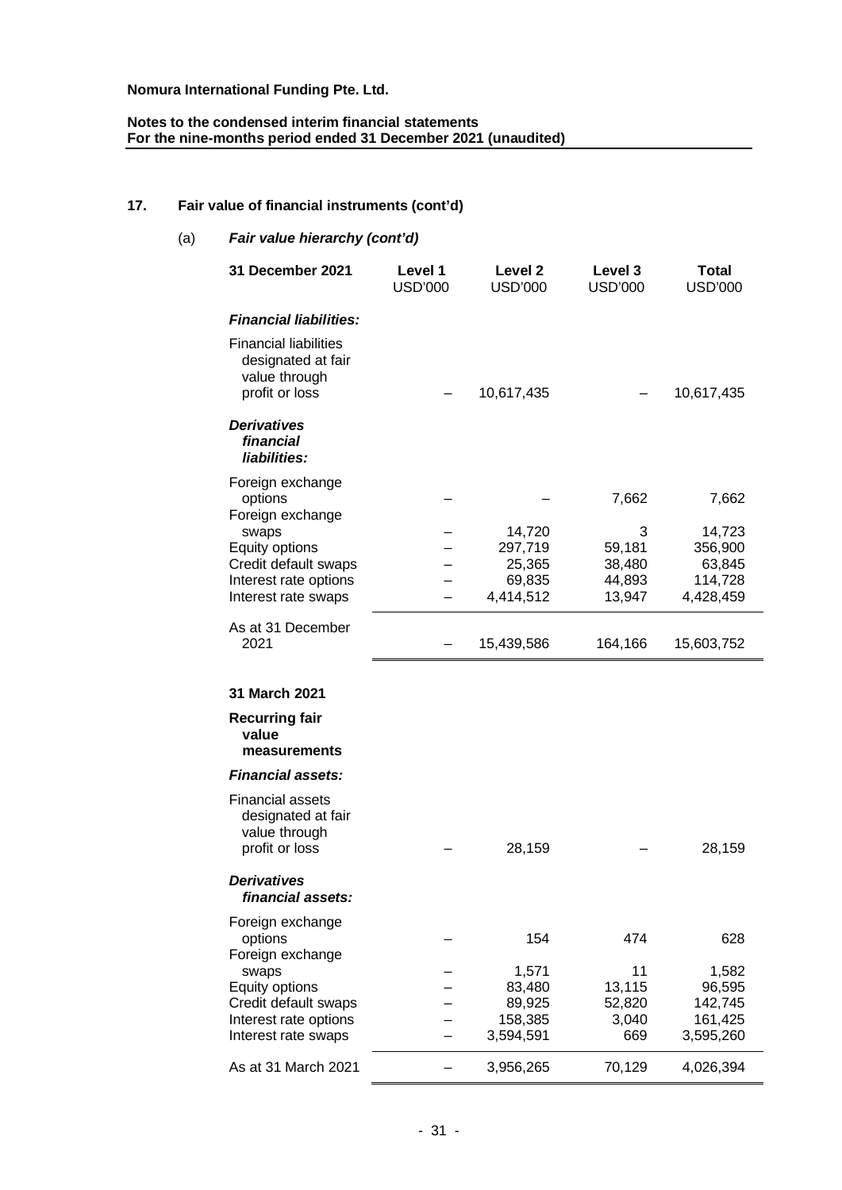## 17. Fair value of financial instruments (cont'd)

### (a) *Fair value hierarchy (cont'd)*

| **31 December 2021** | **Level 1** USD'000 | **Level 2** USD'000 | **Level 3** USD'000 | **Total** USD'000 |
|---|---|---|---|---|
| ***Financial liabilities:*** | | | | |
| Financial liabilities designated at fair value through profit or loss | – | 10,617,435 | – | 10,617,435 |
| ***Derivatives financial liabilities:*** | | | | |
| Foreign exchange options | – | – | 7,662 | 7,662 |
| Foreign exchange swaps | – | 14,720 | 3 | 14,723 |
| Equity options | – | 297,719 | 59,181 | 356,900 |
| Credit default swaps | – | 25,365 | 38,480 | 63,845 |
| Interest rate options | – | 69,835 | 44,893 | 114,728 |
| Interest rate swaps | – | 4,414,512 | 13,947 | 4,428,459 |
| As at 31 December 2021 | – | 15,439,586 | 164,166 | 15,603,752 |
| | | | | |
| **31 March 2021** | | | | |
| **Recurring fair value measurements** | | | | |
| ***Financial assets:*** | | | | |
| Financial assets designated at fair value through profit or loss | – | 28,159 | – | 28,159 |
| ***Derivatives financial assets:*** | | | | |
| Foreign exchange options | – | 154 | 474 | 628 |
| Foreign exchange swaps | – | 1,571 | 11 | 1,582 |
| Equity options | – | 83,480 | 13,115 | 96,595 |
| Credit default swaps | – | 89,925 | 52,820 | 142,745 |
| Interest rate options | – | 158,385 | 3,040 | 161,425 |
| Interest rate swaps | – | 3,594,591 | 669 | 3,595,260 |
| As at 31 March 2021 | – | 3,956,265 | 70,129 | 4,026,394 |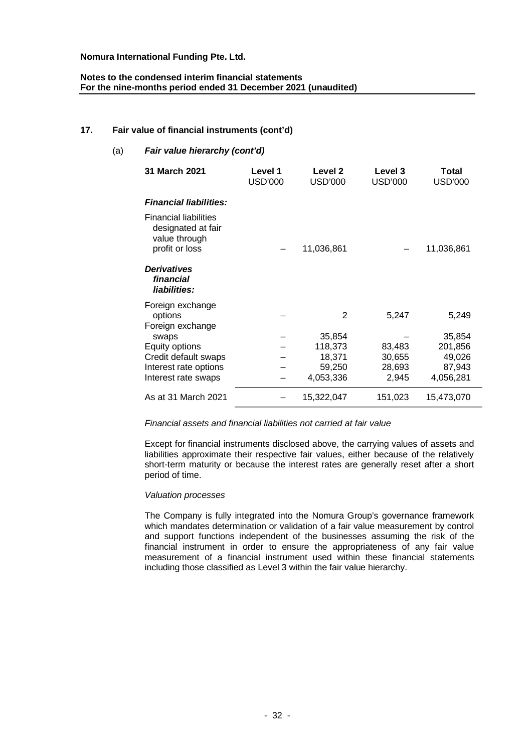## 17. Fair value of financial instruments (cont'd)

### (a) *Fair value hierarchy (cont'd)*

| 31 March 2021 | Level 1 USD'000 | Level 2 USD'000 | Level 3 USD'000 | Total USD'000 |
|---|---|---|---|---|
| ***Financial liabilities:*** | | | | |
| Financial liabilities designated at fair value through profit or loss | – | 11,036,861 | – | 11,036,861 |
| ***Derivatives financial liabilities:*** | | | | |
| Foreign exchange options | – | 2 | 5,247 | 5,249 |
| Foreign exchange swaps | – | 35,854 | – | 35,854 |
| Equity options | – | 118,373 | 83,483 | 201,856 |
| Credit default swaps | – | 18,371 | 30,655 | 49,026 |
| Interest rate options | – | 59,250 | 28,693 | 87,943 |
| Interest rate swaps | – | 4,053,336 | 2,945 | 4,056,281 |
| As at 31 March 2021 | – | 15,322,047 | 151,023 | 15,473,070 |

*Financial assets and financial liabilities not carried at fair value*

Except for financial instruments disclosed above, the carrying values of assets and liabilities approximate their respective fair values, either because of the relatively short-term maturity or because the interest rates are generally reset after a short period of time.

*Valuation processes*

The Company is fully integrated into the Nomura Group's governance framework which mandates determination or validation of a fair value measurement by control and support functions independent of the businesses assuming the risk of the financial instrument in order to ensure the appropriateness of any fair value measurement of a financial instrument used within these financial statements including those classified as Level 3 within the fair value hierarchy.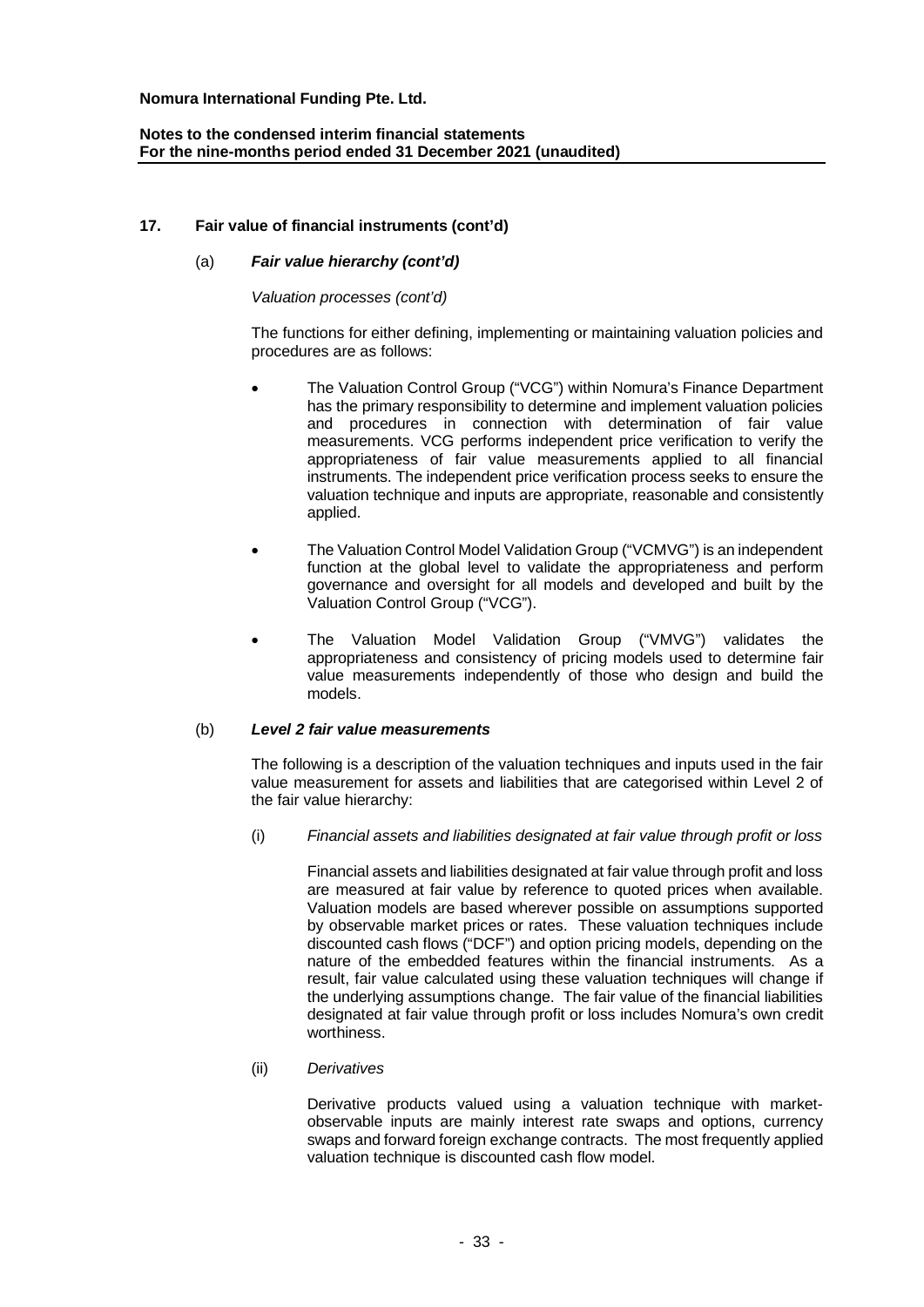Nomura International Funding Pte. Ltd.

Notes to the condensed interim financial statements
For the nine-months period ended 31 December 2021 (unaudited)

## 17. Fair value of financial instruments (cont'd)

### (a) *Fair value hierarchy (cont'd)*

*Valuation processes (cont'd)*

The functions for either defining, implementing or maintaining valuation policies and procedures are as follows:

- The Valuation Control Group ("VCG") within Nomura's Finance Department has the primary responsibility to determine and implement valuation policies and procedures in connection with determination of fair value measurements. VCG performs independent price verification to verify the appropriateness of fair value measurements applied to all financial instruments. The independent price verification process seeks to ensure the valuation technique and inputs are appropriate, reasonable and consistently applied.

- The Valuation Control Model Validation Group ("VCMVG") is an independent function at the global level to validate the appropriateness and perform governance and oversight for all models and developed and built by the Valuation Control Group ("VCG").

- The Valuation Model Validation Group ("VMVG") validates the appropriateness and consistency of pricing models used to determine fair value measurements independently of those who design and build the models.

### (b) *Level 2 fair value measurements*

The following is a description of the valuation techniques and inputs used in the fair value measurement for assets and liabilities that are categorised within Level 2 of the fair value hierarchy:

(i) *Financial assets and liabilities designated at fair value through profit or loss*

Financial assets and liabilities designated at fair value through profit and loss are measured at fair value by reference to quoted prices when available. Valuation models are based wherever possible on assumptions supported by observable market prices or rates. These valuation techniques include discounted cash flows ("DCF") and option pricing models, depending on the nature of the embedded features within the financial instruments. As a result, fair value calculated using these valuation techniques will change if the underlying assumptions change. The fair value of the financial liabilities designated at fair value through profit or loss includes Nomura's own credit worthiness.

(ii) *Derivatives*

Derivative products valued using a valuation technique with market-observable inputs are mainly interest rate swaps and options, currency swaps and forward foreign exchange contracts. The most frequently applied valuation technique is discounted cash flow model.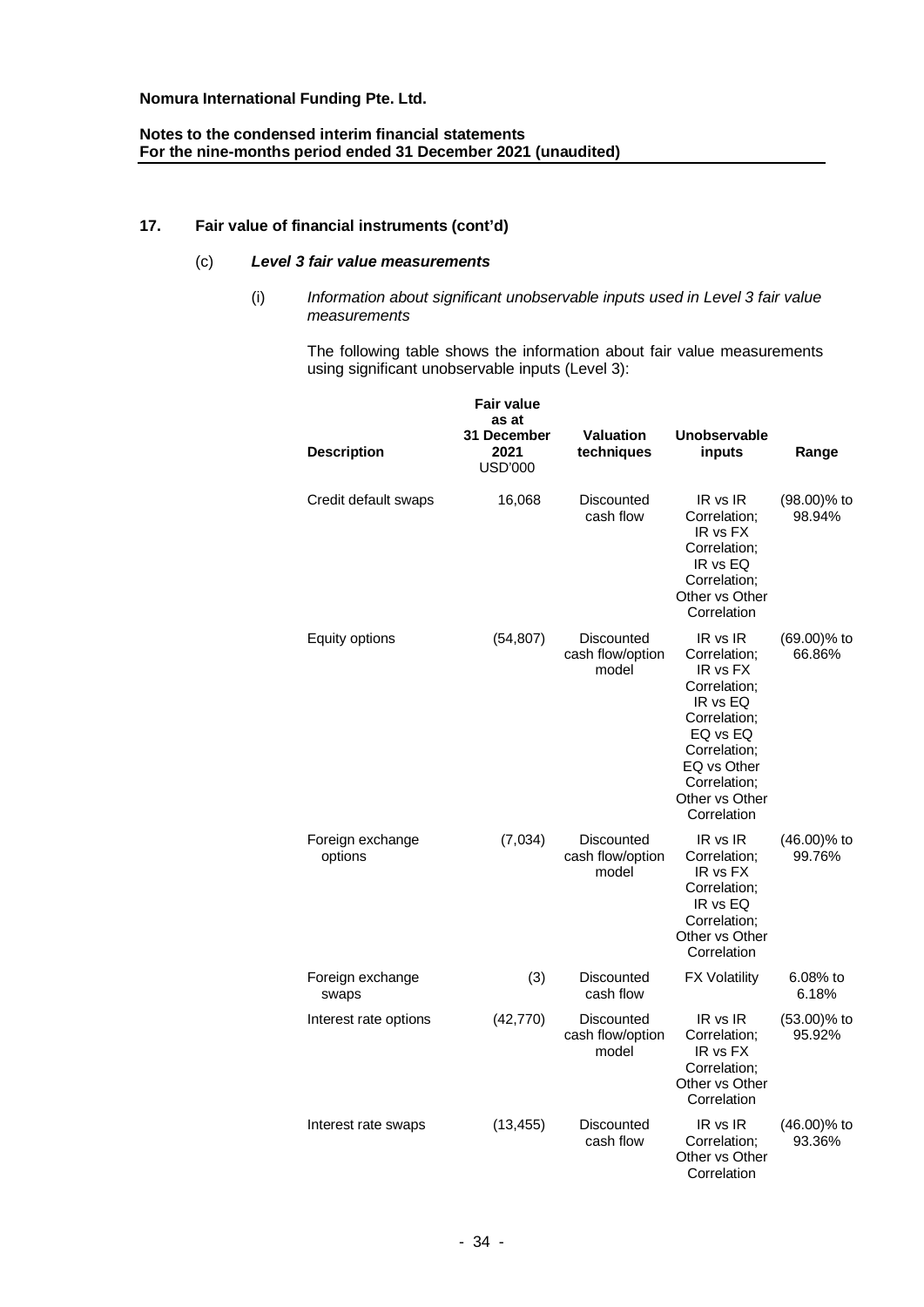**Nomura International Funding Pte. Ltd.**

**Notes to the condensed interim financial statements**
**For the nine-months period ended 31 December 2021 (unaudited)**

## 17. Fair value of financial instruments (cont'd)

### (c) *Level 3 fair value measurements*

(i) *Information about significant unobservable inputs used in Level 3 fair value measurements*

The following table shows the information about fair value measurements using significant unobservable inputs (Level 3):

| Description | Fair value as at 31 December 2021 USD'000 | Valuation techniques | Unobservable inputs | Range |
|---|---|---|---|---|
| Credit default swaps | 16,068 | Discounted cash flow | IR vs IR Correlation; IR vs FX Correlation; IR vs EQ Correlation; Other vs Other Correlation | (98.00)% to 98.94% |
| Equity options | (54,807) | Discounted cash flow/option model | IR vs IR Correlation; IR vs FX Correlation; IR vs EQ Correlation; EQ vs EQ Correlation; EQ vs Other Correlation; Other vs Other Correlation | (69.00)% to 66.86% |
| Foreign exchange options | (7,034) | Discounted cash flow/option model | IR vs IR Correlation; IR vs FX Correlation; IR vs EQ Correlation; Other vs Other Correlation | (46.00)% to 99.76% |
| Foreign exchange swaps | (3) | Discounted cash flow | FX Volatility | 6.08% to 6.18% |
| Interest rate options | (42,770) | Discounted cash flow/option model | IR vs IR Correlation; IR vs FX Correlation; Other vs Other Correlation | (53.00)% to 95.92% |
| Interest rate swaps | (13,455) | Discounted cash flow | IR vs IR Correlation; Other vs Other Correlation | (46.00)% to 93.36% |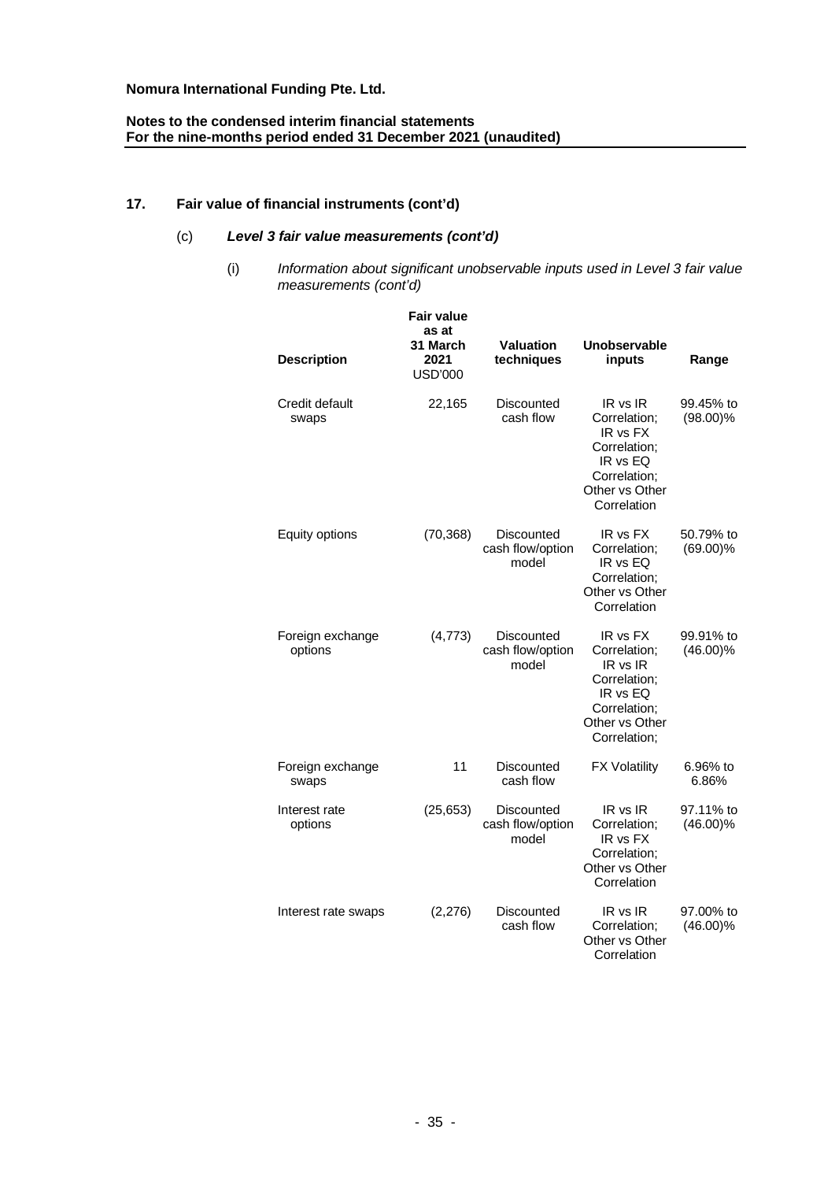**Nomura International Funding Pte. Ltd.**

**Notes to the condensed interim financial statements**
**For the nine-months period ended 31 December 2021 (unaudited)**

## 17. Fair value of financial instruments (cont'd)

### (c) *Level 3 fair value measurements (cont'd)*

#### (i) *Information about significant unobservable inputs used in Level 3 fair value measurements (cont'd)*

| Description | Fair value as at 31 March 2021 USD'000 | Valuation techniques | Unobservable inputs | Range |
|---|---|---|---|---|
| Credit default swaps | 22,165 | Discounted cash flow | IR vs IR Correlation; IR vs FX Correlation; IR vs EQ Correlation; Other vs Other Correlation | 99.45% to (98.00)% |
| Equity options | (70,368) | Discounted cash flow/option model | IR vs FX Correlation; IR vs EQ Correlation; Other vs Other Correlation | 50.79% to (69.00)% |
| Foreign exchange options | (4,773) | Discounted cash flow/option model | IR vs FX Correlation; IR vs IR Correlation; IR vs EQ Correlation; Other vs Other Correlation; | 99.91% to (46.00)% |
| Foreign exchange swaps | 11 | Discounted cash flow | FX Volatility | 6.96% to 6.86% |
| Interest rate options | (25,653) | Discounted cash flow/option model | IR vs IR Correlation; IR vs FX Correlation; Other vs Other Correlation | 97.11% to (46.00)% |
| Interest rate swaps | (2,276) | Discounted cash flow | IR vs IR Correlation; Other vs Other Correlation | 97.00% to (46.00)% |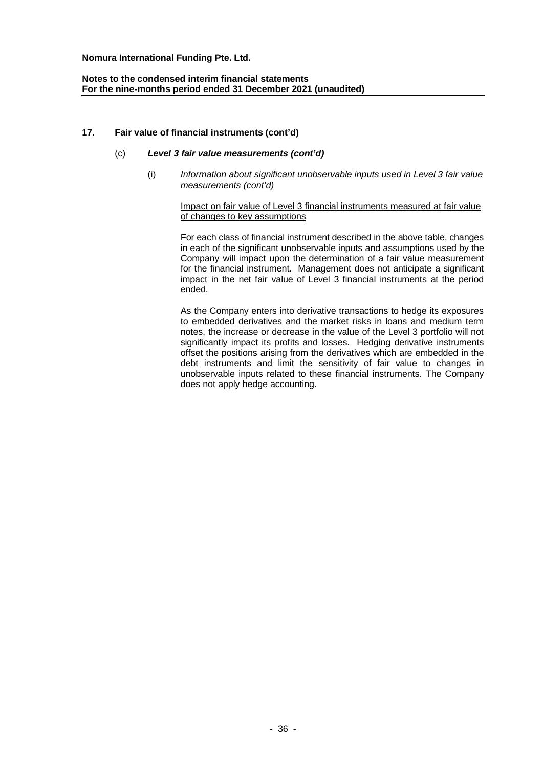## 17. Fair value of financial instruments (cont'd)

### (c) *Level 3 fair value measurements (cont'd)*

(i) *Information about significant unobservable inputs used in Level 3 fair value measurements (cont'd)*

Impact on fair value of Level 3 financial instruments measured at fair value of changes to key assumptions

For each class of financial instrument described in the above table, changes in each of the significant unobservable inputs and assumptions used by the Company will impact upon the determination of a fair value measurement for the financial instrument. Management does not anticipate a significant impact in the net fair value of Level 3 financial instruments at the period ended.

As the Company enters into derivative transactions to hedge its exposures to embedded derivatives and the market risks in loans and medium term notes, the increase or decrease in the value of the Level 3 portfolio will not significantly impact its profits and losses. Hedging derivative instruments offset the positions arising from the derivatives which are embedded in the debt instruments and limit the sensitivity of fair value to changes in unobservable inputs related to these financial instruments. The Company does not apply hedge accounting.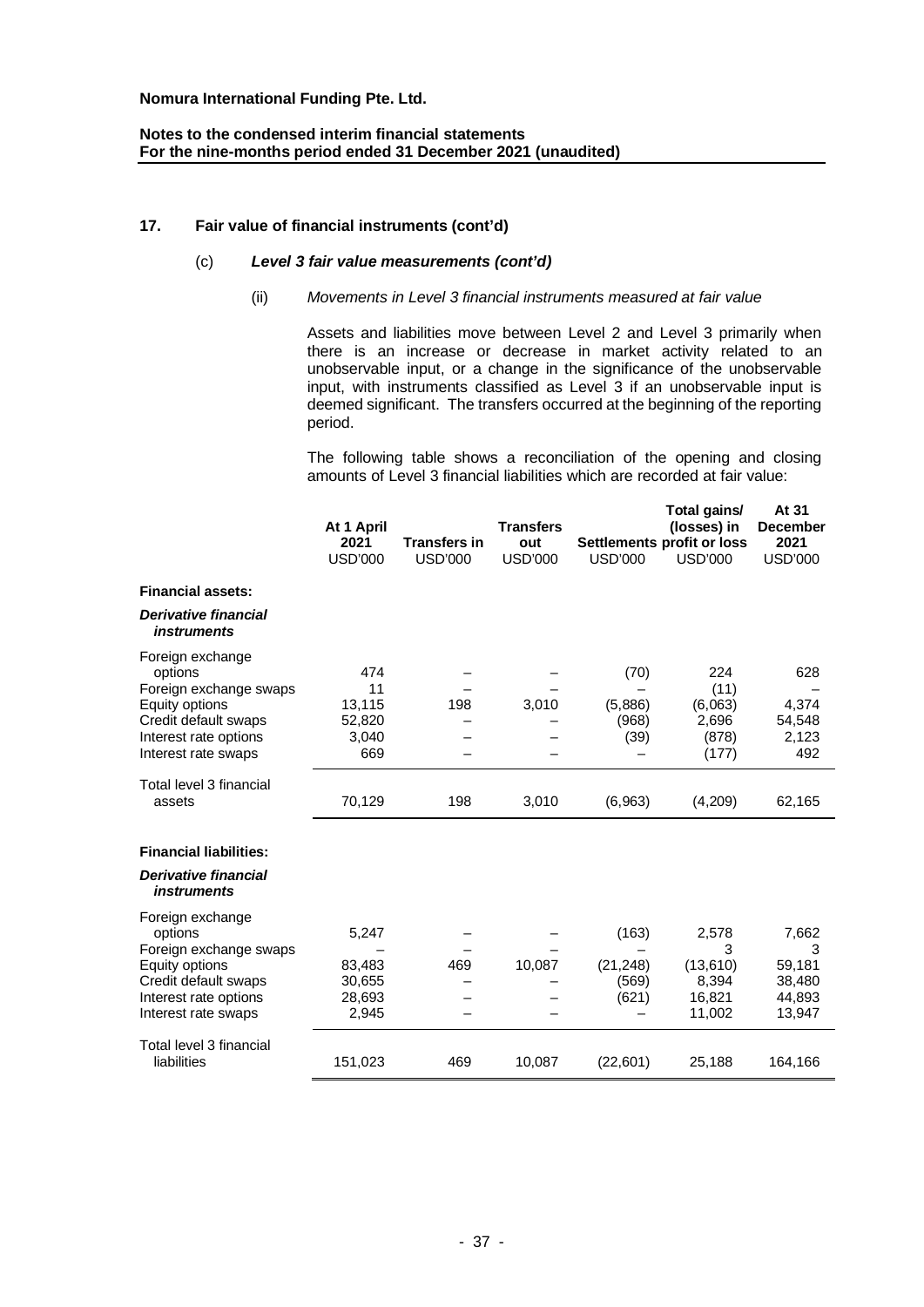**Nomura International Funding Pte. Ltd.**

**Notes to the condensed interim financial statements**
**For the nine-months period ended 31 December 2021 (unaudited)**

## 17. Fair value of financial instruments (cont'd)

### (c) *Level 3 fair value measurements (cont'd)*

#### (ii) *Movements in Level 3 financial instruments measured at fair value*

Assets and liabilities move between Level 2 and Level 3 primarily when there is an increase or decrease in market activity related to an unobservable input, or a change in the significance of the unobservable input, with instruments classified as Level 3 if an unobservable input is deemed significant. The transfers occurred at the beginning of the reporting period.

The following table shows a reconciliation of the opening and closing amounts of Level 3 financial liabilities which are recorded at fair value:

| | At 1 April 2021 USD'000 | Transfers in USD'000 | Transfers out USD'000 | Settlements USD'000 | Total gains/ (losses) in profit or loss USD'000 | At 31 December 2021 USD'000 |
|---|---|---|---|---|---|---|
| **Financial assets:** | | | | | | |
| ***Derivative financial instruments*** | | | | | | |
| Foreign exchange options | 474 | – | – | (70) | 224 | 628 |
| Foreign exchange swaps | 11 | – | – | – | (11) | – |
| Equity options | 13,115 | 198 | 3,010 | (5,886) | (6,063) | 4,374 |
| Credit default swaps | 52,820 | – | – | (968) | 2,696 | 54,548 |
| Interest rate options | 3,040 | – | – | (39) | (878) | 2,123 |
| Interest rate swaps | 669 | – | – | – | (177) | 492 |
| Total level 3 financial assets | 70,129 | 198 | 3,010 | (6,963) | (4,209) | 62,165 |
| **Financial liabilities:** | | | | | | |
| ***Derivative financial instruments*** | | | | | | |
| Foreign exchange options | 5,247 | – | – | (163) | 2,578 | 7,662 |
| Foreign exchange swaps | – | – | – | – | 3 | 3 |
| Equity options | 83,483 | 469 | 10,087 | (21,248) | (13,610) | 59,181 |
| Credit default swaps | 30,655 | – | – | (569) | 8,394 | 38,480 |
| Interest rate options | 28,693 | – | – | (621) | 16,821 | 44,893 |
| Interest rate swaps | 2,945 | – | – | – | 11,002 | 13,947 |
| Total level 3 financial liabilities | 151,023 | 469 | 10,087 | (22,601) | 25,188 | 164,166 |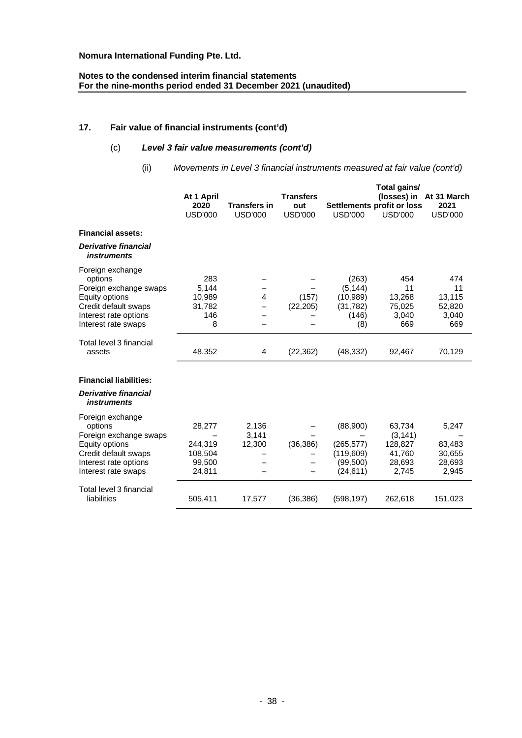**Nomura International Funding Pte. Ltd.**

**Notes to the condensed interim financial statements**
**For the nine-months period ended 31 December 2021 (unaudited)**

## 17. Fair value of financial instruments (cont'd)

### (c) *Level 3 fair value measurements (cont'd)*

#### (ii) *Movements in Level 3 financial instruments measured at fair value (cont'd)*

| | At 1 April 2020 USD'000 | Transfers in USD'000 | Transfers out USD'000 | Settlements USD'000 | Total gains/ (losses) in profit or loss USD'000 | At 31 March 2021 USD'000 |
|---|---|---|---|---|---|---|
| **Financial assets:** | | | | | | |
| ***Derivative financial instruments*** | | | | | | |
| Foreign exchange options | 283 | – | – | (263) | 454 | 474 |
| Foreign exchange swaps | 5,144 | – | – | (5,144) | 11 | 11 |
| Equity options | 10,989 | 4 | (157) | (10,989) | 13,268 | 13,115 |
| Credit default swaps | 31,782 | – | (22,205) | (31,782) | 75,025 | 52,820 |
| Interest rate options | 146 | – | – | (146) | 3,040 | 3,040 |
| Interest rate swaps | 8 | – | – | (8) | 669 | 669 |
| Total level 3 financial assets | 48,352 | 4 | (22,362) | (48,332) | 92,467 | 70,129 |
| **Financial liabilities:** | | | | | | |
| ***Derivative financial instruments*** | | | | | | |
| Foreign exchange options | 28,277 | 2,136 | – | (88,900) | 63,734 | 5,247 |
| Foreign exchange swaps | – | 3,141 | – | – | (3,141) | – |
| Equity options | 244,319 | 12,300 | (36,386) | (265,577) | 128,827 | 83,483 |
| Credit default swaps | 108,504 | – | – | (119,609) | 41,760 | 30,655 |
| Interest rate options | 99,500 | – | – | (99,500) | 28,693 | 28,693 |
| Interest rate swaps | 24,811 | – | – | (24,611) | 2,745 | 2,945 |
| Total level 3 financial liabilities | 505,411 | 17,577 | (36,386) | (598,197) | 262,618 | 151,023 |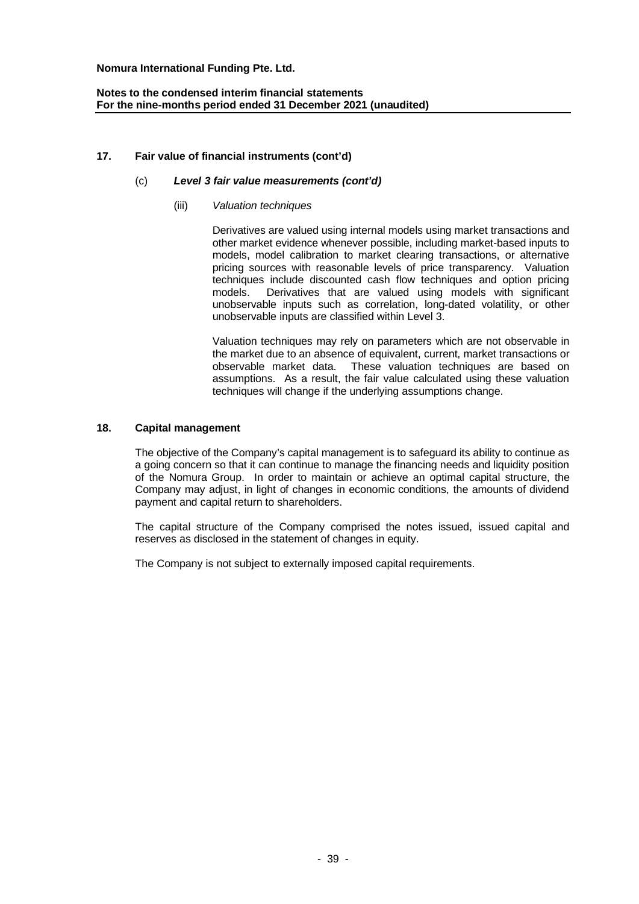## 17. Fair value of financial instruments (cont'd)

### (c) *Level 3 fair value measurements (cont'd)*

#### (iii) *Valuation techniques*

Derivatives are valued using internal models using market transactions and other market evidence whenever possible, including market-based inputs to models, model calibration to market clearing transactions, or alternative pricing sources with reasonable levels of price transparency. Valuation techniques include discounted cash flow techniques and option pricing models. Derivatives that are valued using models with significant unobservable inputs such as correlation, long-dated volatility, or other unobservable inputs are classified within Level 3.

Valuation techniques may rely on parameters which are not observable in the market due to an absence of equivalent, current, market transactions or observable market data. These valuation techniques are based on assumptions. As a result, the fair value calculated using these valuation techniques will change if the underlying assumptions change.

## 18. Capital management

The objective of the Company's capital management is to safeguard its ability to continue as a going concern so that it can continue to manage the financing needs and liquidity position of the Nomura Group. In order to maintain or achieve an optimal capital structure, the Company may adjust, in light of changes in economic conditions, the amounts of dividend payment and capital return to shareholders.

The capital structure of the Company comprised the notes issued, issued capital and reserves as disclosed in the statement of changes in equity.

The Company is not subject to externally imposed capital requirements.